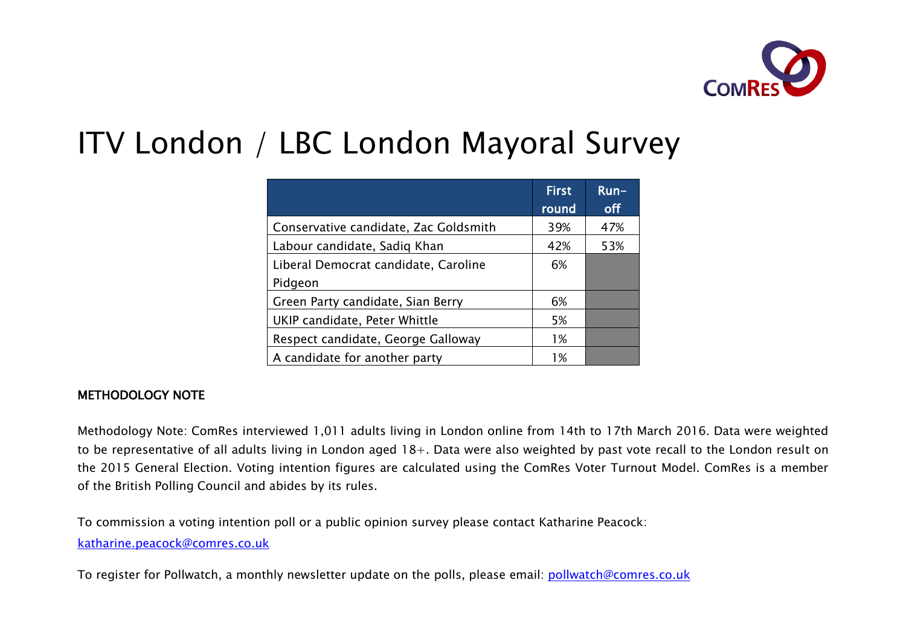# ITV London / LBC London Mayoral Survey

| | First round | Run-off |
|---|---|---|
| Conservative candidate, Zac Goldsmith | 39% | 47% |
| Labour candidate, Sadiq Khan | 42% | 53% |
| Liberal Democrat candidate, Caroline Pidgeon | 6% | |
| Green Party candidate, Sian Berry | 6% | |
| UKIP candidate, Peter Whittle | 5% | |
| Respect candidate, George Galloway | 1% | |
| A candidate for another party | 1% | |

**METHODOLOGY NOTE**

Methodology Note: ComRes interviewed 1,011 adults living in London online from 14th to 17th March 2016. Data were weighted to be representative of all adults living in London aged 18+. Data were also weighted by past vote recall to the London result on the 2015 General Election. Voting intention figures are calculated using the ComRes Voter Turnout Model. ComRes is a member of the British Polling Council and abides by its rules.

To commission a voting intention poll or a public opinion survey please contact Katharine Peacock: katharine.peacock@comres.co.uk

To register for Pollwatch, a monthly newsletter update on the polls, please email: pollwatch@comres.co.uk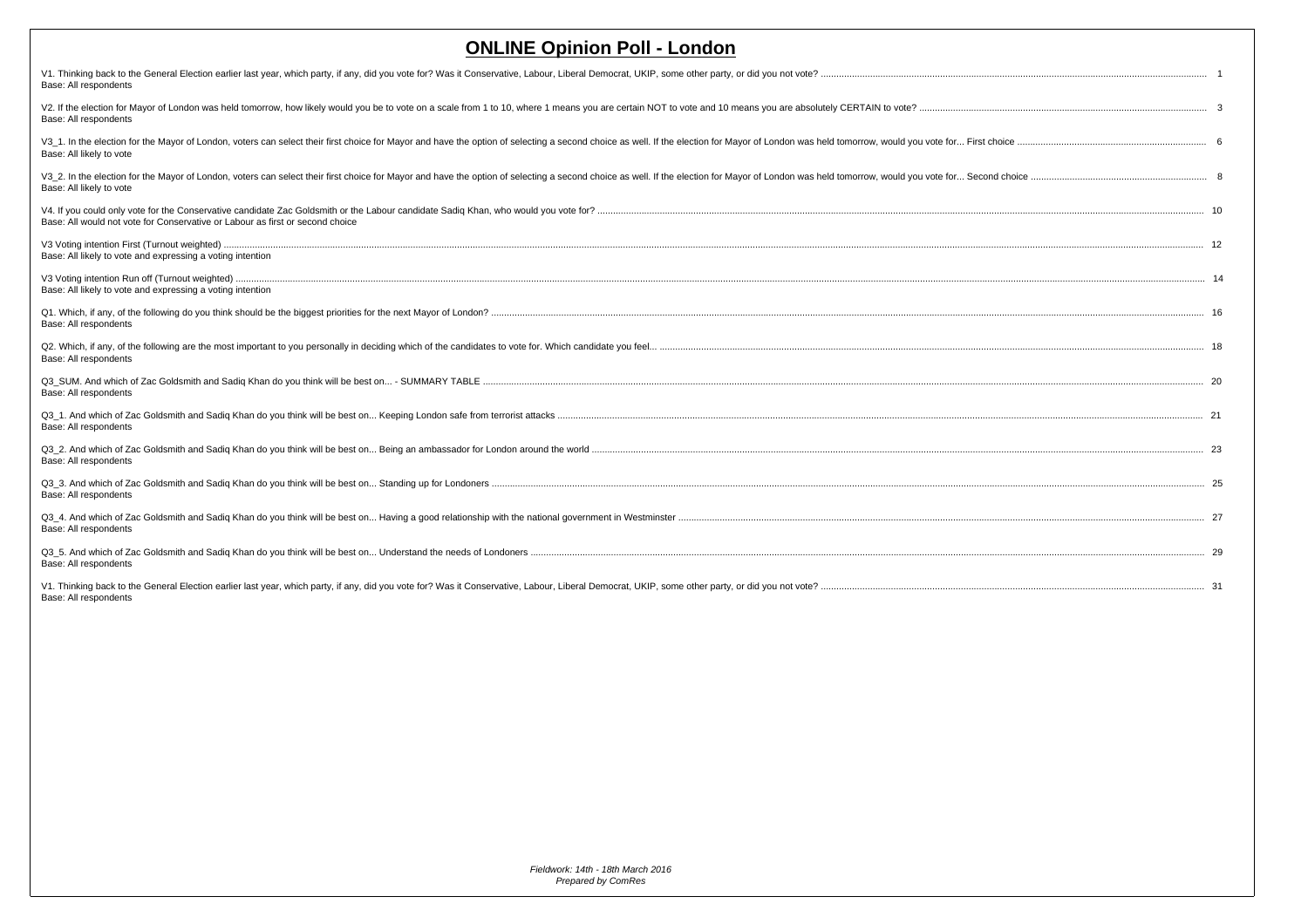# ONLINE Opinion Poll - London

V1. Thinking back to the General Election earlier last year, which party, if any, did you vote for? Was it Conservative, Labour, Liberal Democrat, UKIP, some other party, or did you not vote? ..... 1
Base: All respondents

V2. If the election for Mayor of London was held tomorrow, how likely would you be to vote on a scale from 1 to 10, where 1 means you are certain NOT to vote and 10 means you are absolutely CERTAIN to vote? ..... 3
Base: All respondents

V3_1. In the election for the Mayor of London, voters can select their first choice for Mayor and have the option of selecting a second choice as well. If the election for Mayor of London was held tomorrow, would you vote for... First choice ..... 6
Base: All likely to vote

V3_2. In the election for the Mayor of London, voters can select their first choice for Mayor and have the option of selecting a second choice as well. If the election for Mayor of London was held tomorrow, would you vote for... Second choice ..... 8
Base: All likely to vote

V4. If you could only vote for the Conservative candidate Zac Goldsmith or the Labour candidate Sadiq Khan, who would you vote for? ..... 10
Base: All would not vote for Conservative or Labour as first or second choice

V3 Voting intention First (Turnout weighted) ..... 12
Base: All likely to vote and expressing a voting intention

V3 Voting intention Run off (Turnout weighted) ..... 14
Base: All likely to vote and expressing a voting intention

Q1. Which, if any, of the following do you think should be the biggest priorities for the next Mayor of London? ..... 16
Base: All respondents

Q2. Which, if any, of the following are the most important to you personally in deciding which of the candidates to vote for. Which candidate you feel... ..... 18
Base: All respondents

Q3_SUM. And which of Zac Goldsmith and Sadiq Khan do you think will be best on... - SUMMARY TABLE ..... 20
Base: All respondents

Q3_1. And which of Zac Goldsmith and Sadiq Khan do you think will be best on... Keeping London safe from terrorist attacks ..... 21
Base: All respondents

Q3_2. And which of Zac Goldsmith and Sadiq Khan do you think will be best on... Being an ambassador for London around the world ..... 23
Base: All respondents

Q3_3. And which of Zac Goldsmith and Sadiq Khan do you think will be best on... Standing up for Londoners ..... 25
Base: All respondents

Q3_4. And which of Zac Goldsmith and Sadiq Khan do you think will be best on... Having a good relationship with the national government in Westminster ..... 27
Base: All respondents

Q3_5. And which of Zac Goldsmith and Sadiq Khan do you think will be best on... Understand the needs of Londoners ..... 29
Base: All respondents

V1. Thinking back to the General Election earlier last year, which party, if any, did you vote for? Was it Conservative, Labour, Liberal Democrat, UKIP, some other party, or did you not vote? ..... 31
Base: All respondents

*Fieldwork: 14th - 18th March 2016*
*Prepared by ComRes*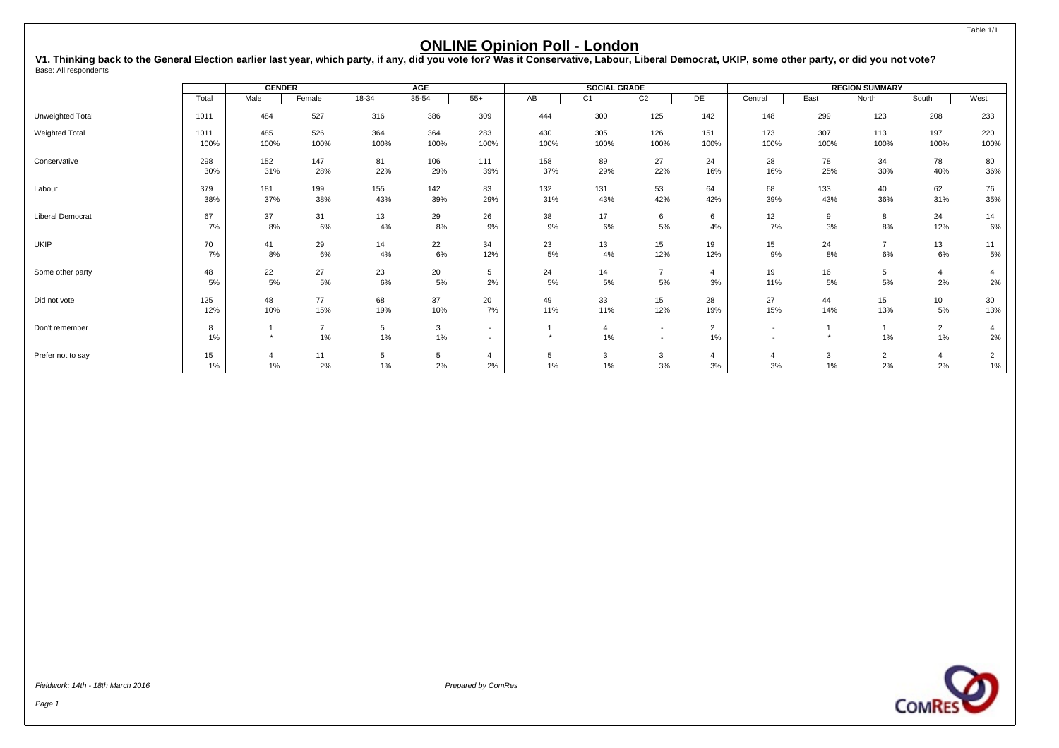# ONLINE Opinion Poll - London

**V1. Thinking back to the General Election earlier last year, which party, if any, did you vote for? Was it Conservative, Labour, Liberal Democrat, UKIP, some other party, or did you not vote?**
Base: All respondents

| | | GENDER | | AGE | | | SOCIAL GRADE | | | | REGION SUMMARY | | | | |
|---|---|---|---|---|---|---|---|---|---|---|---|---|---|---|---|
| | Total | Male | Female | 18-34 | 35-54 | 55+ | AB | C1 | C2 | DE | Central | East | North | South | West |
| Unweighted Total | 1011 | 484 | 527 | 316 | 386 | 309 | 444 | 300 | 125 | 142 | 148 | 299 | 123 | 208 | 233 |
| Weighted Total | 1011 | 485 | 526 | 364 | 364 | 283 | 430 | 305 | 126 | 151 | 173 | 307 | 113 | 197 | 220 |
| | 100% | 100% | 100% | 100% | 100% | 100% | 100% | 100% | 100% | 100% | 100% | 100% | 100% | 100% | 100% |
| Conservative | 298 | 152 | 147 | 81 | 106 | 111 | 158 | 89 | 27 | 24 | 28 | 78 | 34 | 78 | 80 |
| | 30% | 31% | 28% | 22% | 29% | 39% | 37% | 29% | 22% | 16% | 16% | 25% | 30% | 40% | 36% |
| Labour | 379 | 181 | 199 | 155 | 142 | 83 | 132 | 131 | 53 | 64 | 68 | 133 | 40 | 62 | 76 |
| | 38% | 37% | 38% | 43% | 39% | 29% | 31% | 43% | 42% | 42% | 39% | 43% | 36% | 31% | 35% |
| Liberal Democrat | 67 | 37 | 31 | 13 | 29 | 26 | 38 | 17 | 6 | 6 | 12 | 9 | 8 | 24 | 14 |
| | 7% | 8% | 6% | 4% | 8% | 9% | 9% | 6% | 5% | 4% | 7% | 3% | 8% | 12% | 6% |
| UKIP | 70 | 41 | 29 | 14 | 22 | 34 | 23 | 13 | 15 | 19 | 15 | 24 | 7 | 13 | 11 |
| | 7% | 8% | 6% | 4% | 6% | 12% | 5% | 4% | 12% | 12% | 9% | 8% | 6% | 6% | 5% |
| Some other party | 48 | 22 | 27 | 23 | 20 | 5 | 24 | 14 | 7 | 4 | 19 | 16 | 5 | 4 | 4 |
| | 5% | 5% | 5% | 6% | 5% | 2% | 5% | 5% | 5% | 3% | 11% | 5% | 5% | 2% | 2% |
| Did not vote | 125 | 48 | 77 | 68 | 37 | 20 | 49 | 33 | 15 | 28 | 27 | 44 | 15 | 10 | 30 |
| | 12% | 10% | 15% | 19% | 10% | 7% | 11% | 11% | 12% | 19% | 15% | 14% | 13% | 5% | 13% |
| Don't remember | 8 | 1 | 7 | 5 | 3 | - | 1 | 4 | - | 2 | - | 1 | 1 | 2 | 4 |
| | 1% | * | 1% | 1% | 1% | - | * | 1% | - | 1% | - | * | 1% | 1% | 2% |
| Prefer not to say | 15 | 4 | 11 | 5 | 5 | 4 | 5 | 3 | 3 | 4 | 4 | 3 | 2 | 4 | 2 |
| | 1% | 1% | 2% | 1% | 2% | 2% | 1% | 1% | 3% | 3% | 3% | 1% | 2% | 2% | 1% |

*Fieldwork: 14th - 18th March 2016*

*Prepared by ComRes*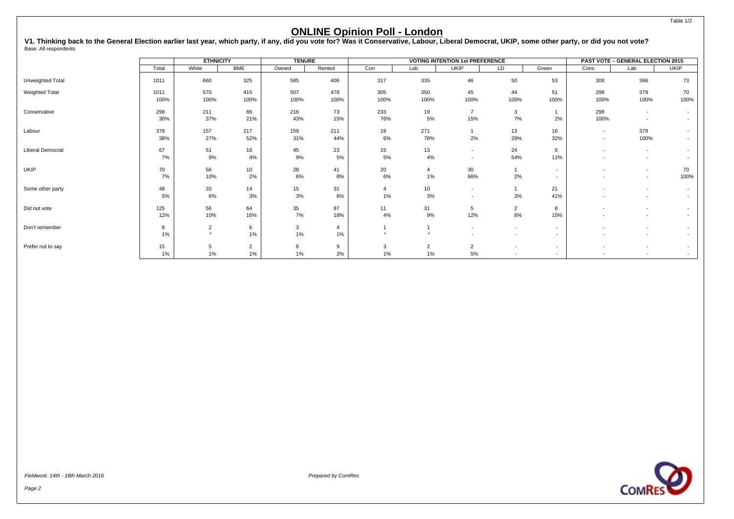Table 1/2

# ONLINE Opinion Poll - London

**V1. Thinking back to the General Election earlier last year, which party, if any, did you vote for? Was it Conservative, Labour, Liberal Democrat, UKIP, some other party, or did you not vote?**
Base: All respondents

| | | ETHNICITY | | TENURE | | VOTING INTENTION 1st PREFERENCE | | | | | PAST VOTE – GENERAL ELECTION 2015 | | |
|---|---|---|---|---|---|---|---|---|---|---|---|---|---|
| | Total | White | BME | Owned | Rented | Con | Lab | UKIP | LD | Green | Cons | Lab | UKIP |
| Unweighted Total | 1011 | 660 | 325 | 585 | 406 | 317 | 335 | 46 | 50 | 53 | 308 | 366 | 73 |
| Weighted Total | 1011 | 570 | 415 | 507 | 478 | 305 | 350 | 45 | 44 | 51 | 298 | 379 | 70 |
| | 100% | 100% | 100% | 100% | 100% | 100% | 100% | 100% | 100% | 100% | 100% | 100% | 100% |
| Conservative | 298 | 211 | 86 | 216 | 73 | 233 | 19 | 7 | 3 | 1 | 298 | - | - |
| | 30% | 37% | 21% | 43% | 15% | 76% | 5% | 15% | 7% | 2% | 100% | - | - |
| Labour | 379 | 157 | 217 | 159 | 211 | 19 | 271 | 1 | 13 | 16 | - | 379 | - |
| | 38% | 27% | 52% | 31% | 44% | 6% | 78% | 2% | 29% | 32% | - | 100% | - |
| Liberal Democrat | 67 | 51 | 16 | 45 | 23 | 15 | 13 | - | 24 | 6 | - | - | - |
| | 7% | 9% | 4% | 9% | 5% | 5% | 4% | - | 54% | 11% | - | - | - |
| UKIP | 70 | 56 | 10 | 28 | 41 | 20 | 4 | 30 | 1 | - | - | - | 70 |
| | 7% | 10% | 2% | 6% | 8% | 6% | 1% | 66% | 2% | - | - | - | 100% |
| Some other party | 48 | 33 | 14 | 15 | 31 | 4 | 10 | - | 1 | 21 | - | - | - |
| | 5% | 6% | 3% | 3% | 6% | 1% | 3% | - | 3% | 41% | - | - | - |
| Did not vote | 125 | 56 | 64 | 35 | 87 | 11 | 31 | 5 | 2 | 8 | - | - | - |
| | 12% | 10% | 16% | 7% | 18% | 4% | 9% | 12% | 6% | 15% | - | - | - |
| Don't remember | 8 | 2 | 6 | 3 | 4 | 1 | 1 | - | - | - | - | - | - |
| | 1% | * | 1% | 1% | 1% | * | * | - | - | - | - | - | - |
| Prefer not to say | 15 | 5 | 2 | 6 | 9 | 3 | 2 | 2 | - | - | - | - | - |
| | 1% | 1% | 1% | 1% | 2% | 1% | 1% | 5% | - | - | - | - | - |

*Fieldwork: 14th - 18th March 2016*

*Prepared by ComRes*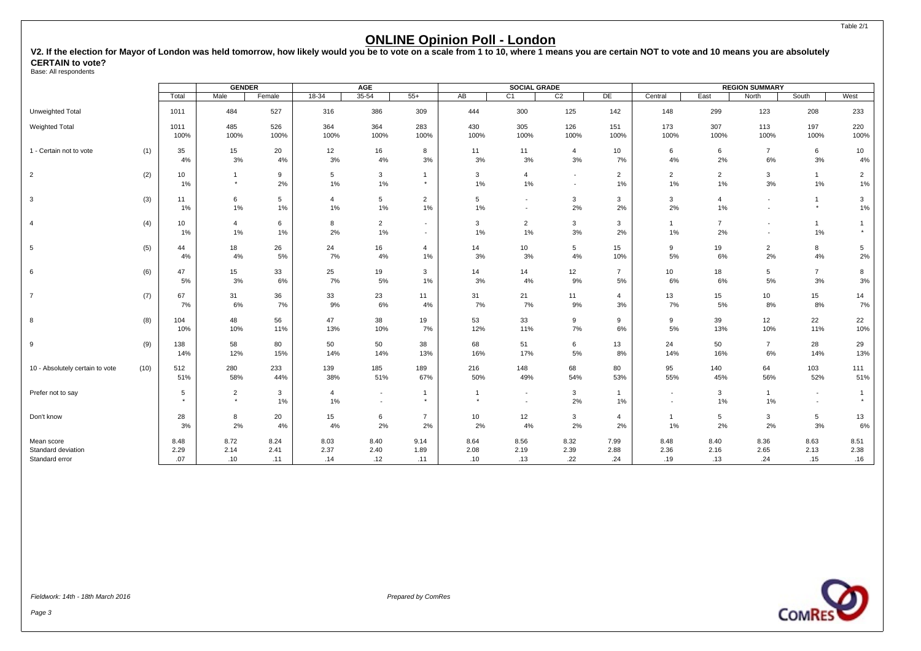Table 2/1

# ONLINE Opinion Poll - London

**V2. If the election for Mayor of London was held tomorrow, how likely would you be to vote on a scale from 1 to 10, where 1 means you are certain NOT to vote and 10 means you are absolutely CERTAIN to vote?**

Base: All respondents

| | | | GENDER | | AGE | | | SOCIAL GRADE | | | | REGION SUMMARY | | | | |
|---|---|---|---|---|---|---|---|---|---|---|---|---|---|---|---|---|
| | | Total | Male | Female | 18-34 | 35-54 | 55+ | AB | C1 | C2 | DE | Central | East | North | South | West |
| Unweighted Total | | 1011 | 484 | 527 | 316 | 386 | 309 | 444 | 300 | 125 | 142 | 148 | 299 | 123 | 208 | 233 |
| Weighted Total | | 1011 | 485 | 526 | 364 | 364 | 283 | 430 | 305 | 126 | 151 | 173 | 307 | 113 | 197 | 220 |
| | | 100% | 100% | 100% | 100% | 100% | 100% | 100% | 100% | 100% | 100% | 100% | 100% | 100% | 100% | 100% |
| 1 - Certain not to vote | (1) | 35 | 15 | 20 | 12 | 16 | 8 | 11 | 11 | 4 | 10 | 6 | 6 | 7 | 6 | 10 |
| | | 4% | 3% | 4% | 3% | 4% | 3% | 3% | 3% | 3% | 7% | 4% | 2% | 6% | 3% | 4% |
| 2 | (2) | 10 | 1 | 9 | 5 | 3 | 1 | 3 | 4 | - | 2 | 2 | 2 | 3 | 1 | 2 |
| | | 1% | * | 2% | 1% | 1% | * | 1% | 1% | - | 1% | 1% | 1% | 3% | 1% | 1% |
| 3 | (3) | 11 | 6 | 5 | 4 | 5 | 2 | 5 | - | 3 | 3 | 3 | 4 | - | 1 | 3 |
| | | 1% | 1% | 1% | 1% | 1% | 1% | 1% | - | 2% | 2% | 2% | 1% | - | * | 1% |
| 4 | (4) | 10 | 4 | 6 | 8 | 2 | - | 3 | 2 | 3 | 3 | 1 | 7 | - | 1 | 1 |
| | | 1% | 1% | 1% | 2% | 1% | - | 1% | 1% | 3% | 2% | 1% | 2% | - | 1% | * |
| 5 | (5) | 44 | 18 | 26 | 24 | 16 | 4 | 14 | 10 | 5 | 15 | 9 | 19 | 2 | 8 | 5 |
| | | 4% | 4% | 5% | 7% | 4% | 1% | 3% | 3% | 4% | 10% | 5% | 6% | 2% | 4% | 2% |
| 6 | (6) | 47 | 15 | 33 | 25 | 19 | 3 | 14 | 14 | 12 | 7 | 10 | 18 | 5 | 7 | 8 |
| | | 5% | 3% | 6% | 7% | 5% | 1% | 3% | 4% | 9% | 5% | 6% | 6% | 5% | 3% | 3% |
| 7 | (7) | 67 | 31 | 36 | 33 | 23 | 11 | 31 | 21 | 11 | 4 | 13 | 15 | 10 | 15 | 14 |
| | | 7% | 6% | 7% | 9% | 6% | 4% | 7% | 7% | 9% | 3% | 7% | 5% | 8% | 8% | 7% |
| 8 | (8) | 104 | 48 | 56 | 47 | 38 | 19 | 53 | 33 | 9 | 9 | 9 | 39 | 12 | 22 | 22 |
| | | 10% | 10% | 11% | 13% | 10% | 7% | 12% | 11% | 7% | 6% | 5% | 13% | 10% | 11% | 10% |
| 9 | (9) | 138 | 58 | 80 | 50 | 50 | 38 | 68 | 51 | 6 | 13 | 24 | 50 | 7 | 28 | 29 |
| | | 14% | 12% | 15% | 14% | 14% | 13% | 16% | 17% | 5% | 8% | 14% | 16% | 6% | 14% | 13% |
| 10 - Absolutely certain to vote | (10) | 512 | 280 | 233 | 139 | 185 | 189 | 216 | 148 | 68 | 80 | 95 | 140 | 64 | 103 | 111 |
| | | 51% | 58% | 44% | 38% | 51% | 67% | 50% | 49% | 54% | 53% | 55% | 45% | 56% | 52% | 51% |
| Prefer not to say | | 5 | 2 | 3 | 4 | - | 1 | 1 | - | 3 | 1 | - | 3 | 1 | - | 1 |
| | | * | * | 1% | 1% | - | * | * | - | 2% | 1% | - | 1% | 1% | - | * |
| Don't know | | 28 | 8 | 20 | 15 | 6 | 7 | 10 | 12 | 3 | 4 | 1 | 5 | 3 | 5 | 13 |
| | | 3% | 2% | 4% | 4% | 2% | 2% | 2% | 4% | 2% | 2% | 1% | 2% | 2% | 3% | 6% |
| Mean score | | 8.48 | 8.72 | 8.24 | 8.03 | 8.40 | 9.14 | 8.64 | 8.56 | 8.32 | 7.99 | 8.48 | 8.40 | 8.36 | 8.63 | 8.51 |
| Standard deviation | | 2.29 | 2.14 | 2.41 | 2.37 | 2.40 | 1.89 | 2.08 | 2.19 | 2.39 | 2.88 | 2.36 | 2.16 | 2.65 | 2.13 | 2.38 |
| Standard error | | .07 | .10 | .11 | .14 | .12 | .11 | .10 | .13 | .22 | .24 | .19 | .13 | .24 | .15 | .16 |

*Fieldwork: 14th - 18th March 2016*

*Prepared by ComRes*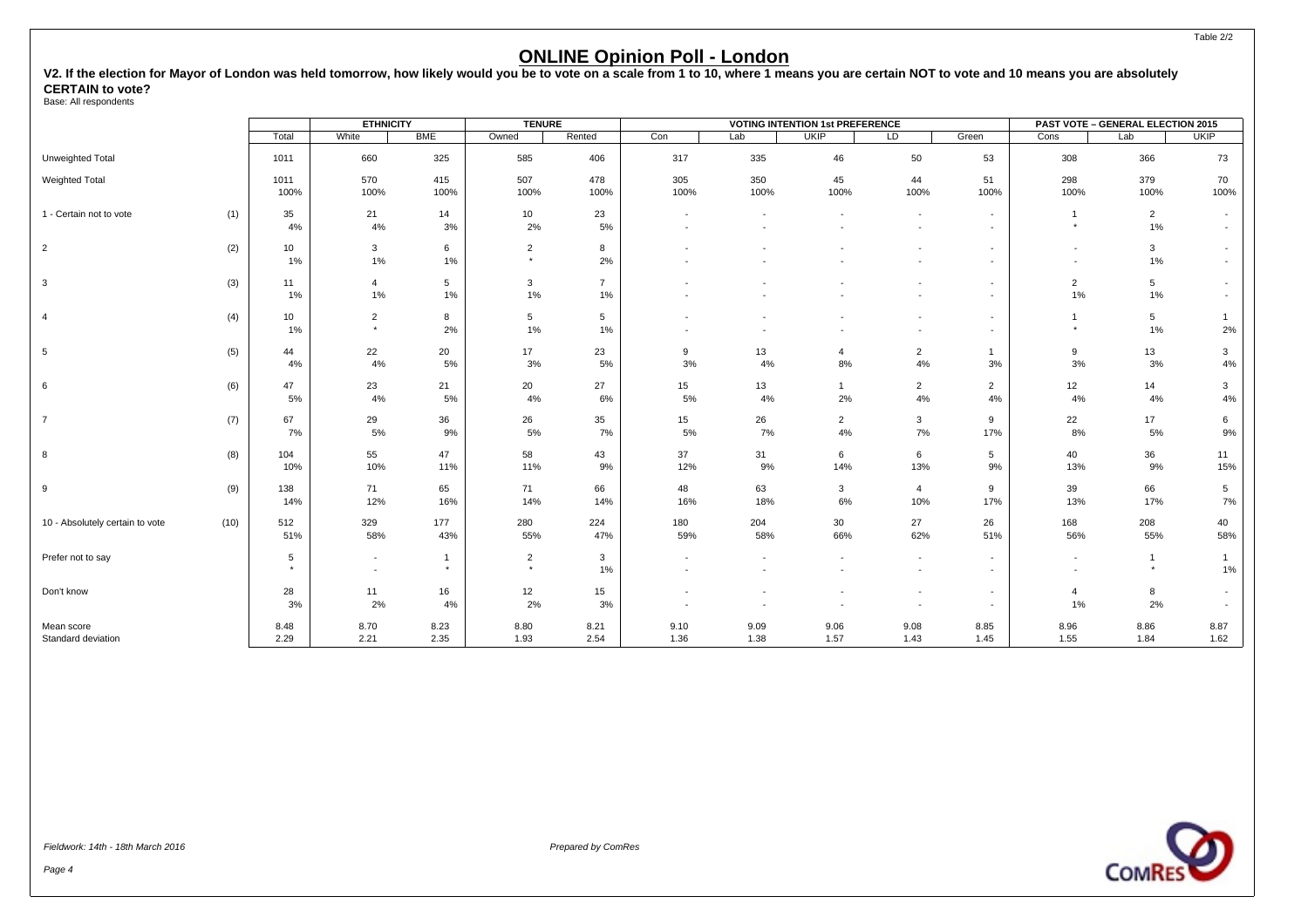## ONLINE Opinion Poll - London

**V2. If the election for Mayor of London was held tomorrow, how likely would you be to vote on a scale from 1 to 10, where 1 means you are certain NOT to vote and 10 means you are absolutely CERTAIN to vote?**

Base: All respondents

| | | | ETHNICITY | | TENURE | | VOTING INTENTION 1st PREFERENCE | | | | | PAST VOTE – GENERAL ELECTION 2015 | | |
|---|---|---|---|---|---|---|---|---|---|---|---|---|---|---|
| | | Total | White | BME | Owned | Rented | Con | Lab | UKIP | LD | Green | Cons | Lab | UKIP |
| Unweighted Total | | 1011 | 660 | 325 | 585 | 406 | 317 | 335 | 46 | 50 | 53 | 308 | 366 | 73 |
| Weighted Total | | 1011 | 570 | 415 | 507 | 478 | 305 | 350 | 45 | 44 | 51 | 298 | 379 | 70 |
| | | 100% | 100% | 100% | 100% | 100% | 100% | 100% | 100% | 100% | 100% | 100% | 100% | 100% |
| 1 - Certain not to vote | (1) | 35 | 21 | 14 | 10 | 23 | - | - | - | - | - | 1 | 2 | - |
| | | 4% | 4% | 3% | 2% | 5% | - | - | - | - | - | * | 1% | - |
| 2 | (2) | 10 | 3 | 6 | 2 | 8 | - | - | - | - | - | - | 3 | - |
| | | 1% | 1% | 1% | * | 2% | - | - | - | - | - | - | 1% | - |
| 3 | (3) | 11 | 4 | 5 | 3 | 7 | - | - | - | - | - | 2 | 5 | - |
| | | 1% | 1% | 1% | 1% | 1% | - | - | - | - | - | 1% | 1% | - |
| 4 | (4) | 10 | 2 | 8 | 5 | 5 | - | - | - | - | - | 1 | 5 | 1 |
| | | 1% | * | 2% | 1% | 1% | - | - | - | - | - | * | 1% | 2% |
| 5 | (5) | 44 | 22 | 20 | 17 | 23 | 9 | 13 | 4 | 2 | 1 | 9 | 13 | 3 |
| | | 4% | 4% | 5% | 3% | 5% | 3% | 4% | 8% | 4% | 3% | 3% | 3% | 4% |
| 6 | (6) | 47 | 23 | 21 | 20 | 27 | 15 | 13 | 1 | 2 | 2 | 12 | 14 | 3 |
| | | 5% | 4% | 5% | 4% | 6% | 5% | 4% | 2% | 4% | 4% | 4% | 4% | 4% |
| 7 | (7) | 67 | 29 | 36 | 26 | 35 | 15 | 26 | 2 | 3 | 9 | 22 | 17 | 6 |
| | | 7% | 5% | 9% | 5% | 7% | 5% | 7% | 4% | 7% | 17% | 8% | 5% | 9% |
| 8 | (8) | 104 | 55 | 47 | 58 | 43 | 37 | 31 | 6 | 6 | 5 | 40 | 36 | 11 |
| | | 10% | 10% | 11% | 11% | 9% | 12% | 9% | 14% | 13% | 9% | 13% | 9% | 15% |
| 9 | (9) | 138 | 71 | 65 | 71 | 66 | 48 | 63 | 3 | 4 | 9 | 39 | 66 | 5 |
| | | 14% | 12% | 16% | 14% | 14% | 16% | 18% | 6% | 10% | 17% | 13% | 17% | 7% |
| 10 - Absolutely certain to vote | (10) | 512 | 329 | 177 | 280 | 224 | 180 | 204 | 30 | 27 | 26 | 168 | 208 | 40 |
| | | 51% | 58% | 43% | 55% | 47% | 59% | 58% | 66% | 62% | 51% | 56% | 55% | 58% |
| Prefer not to say | | 5 | - | 1 | 2 | 3 | - | - | - | - | - | - | 1 | 1 |
| | | * | - | * | * | 1% | - | - | - | - | - | - | * | 1% |
| Don't know | | 28 | 11 | 16 | 12 | 15 | - | - | - | - | - | 4 | 8 | - |
| | | 3% | 2% | 4% | 2% | 3% | - | - | - | - | - | 1% | 2% | - |
| Mean score | | 8.48 | 8.70 | 8.23 | 8.80 | 8.21 | 9.10 | 9.09 | 9.06 | 9.08 | 8.85 | 8.96 | 8.86 | 8.87 |
| Standard deviation | | 2.29 | 2.21 | 2.35 | 1.93 | 2.54 | 1.36 | 1.38 | 1.57 | 1.43 | 1.45 | 1.55 | 1.84 | 1.62 |

*Fieldwork: 14th - 18th March 2016*

*Prepared by ComRes*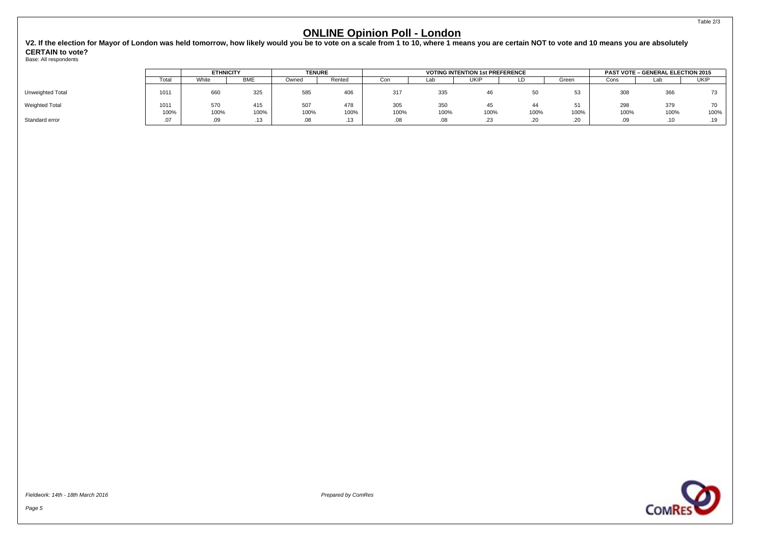Table 2/3

# ONLINE Opinion Poll - London

**V2. If the election for Mayor of London was held tomorrow, how likely would you be to vote on a scale from 1 to 10, where 1 means you are certain NOT to vote and 10 means you are absolutely CERTAIN to vote?**

Base: All respondents

| | | ETHNICITY | | TENURE | | VOTING INTENTION 1st PREFERENCE | | | | | PAST VOTE – GENERAL ELECTION 2015 | | |
|---|---|---|---|---|---|---|---|---|---|---|---|---|---|
| | Total | White | BME | Owned | Rented | Con | Lab | UKIP | LD | Green | Cons | Lab | UKIP |
| Unweighted Total | 1011 | 660 | 325 | 585 | 406 | 317 | 335 | 46 | 50 | 53 | 308 | 366 | 73 |
| Weighted Total | 1011 | 570 | 415 | 507 | 478 | 305 | 350 | 45 | 44 | 51 | 298 | 379 | 70 |
| | 100% | 100% | 100% | 100% | 100% | 100% | 100% | 100% | 100% | 100% | 100% | 100% | 100% |
| Standard error | .07 | .09 | .13 | .08 | .13 | .08 | .08 | .23 | .20 | .20 | .09 | .10 | .19 |

*Fieldwork: 14th - 18th March 2016*

*Prepared by ComRes*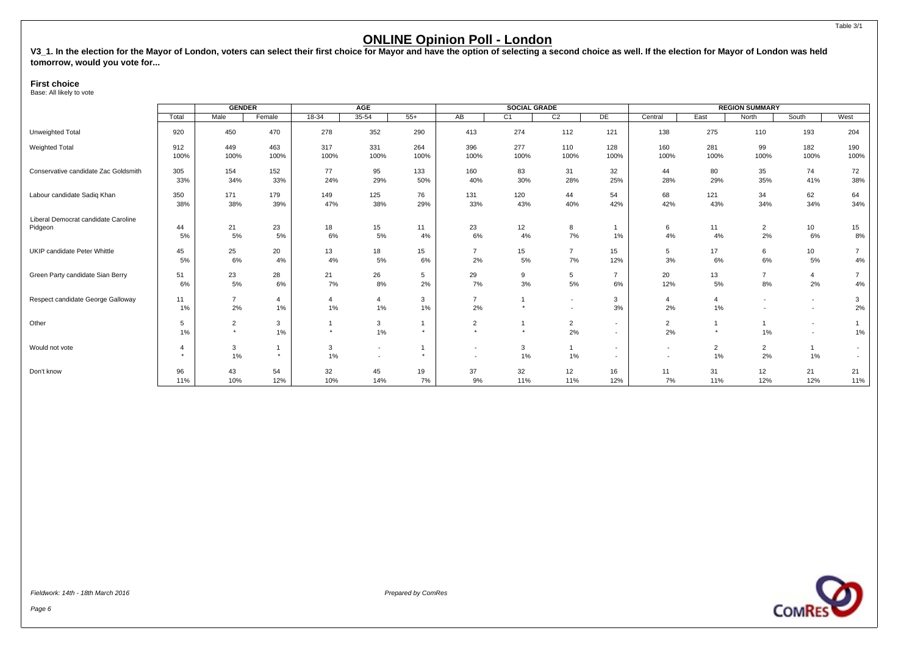# ONLINE Opinion Poll - London

**V3_1. In the election for the Mayor of London, voters can select their first choice for Mayor and have the option of selecting a second choice as well. If the election for Mayor of London was held tomorrow, would you vote for...**

**First choice**
Base: All likely to vote

| | | GENDER | | AGE | | | SOCIAL GRADE | | | | REGION SUMMARY | | | | |
|---|---|---|---|---|---|---|---|---|---|---|---|---|---|---|---|
| | Total | Male | Female | 18-34 | 35-54 | 55+ | AB | C1 | C2 | DE | Central | East | North | South | West |
| Unweighted Total | 920 | 450 | 470 | 278 | 352 | 290 | 413 | 274 | 112 | 121 | 138 | 275 | 110 | 193 | 204 |
| Weighted Total | 912 | 449 | 463 | 317 | 331 | 264 | 396 | 277 | 110 | 128 | 160 | 281 | 99 | 182 | 190 |
| | 100% | 100% | 100% | 100% | 100% | 100% | 100% | 100% | 100% | 100% | 100% | 100% | 100% | 100% | 100% |
| Conservative candidate Zac Goldsmith | 305 | 154 | 152 | 77 | 95 | 133 | 160 | 83 | 31 | 32 | 44 | 80 | 35 | 74 | 72 |
| | 33% | 34% | 33% | 24% | 29% | 50% | 40% | 30% | 28% | 25% | 28% | 29% | 35% | 41% | 38% |
| Labour candidate Sadiq Khan | 350 | 171 | 179 | 149 | 125 | 76 | 131 | 120 | 44 | 54 | 68 | 121 | 34 | 62 | 64 |
| | 38% | 38% | 39% | 47% | 38% | 29% | 33% | 43% | 40% | 42% | 42% | 43% | 34% | 34% | 34% |
| Liberal Democrat candidate Caroline Pidgeon | 44 | 21 | 23 | 18 | 15 | 11 | 23 | 12 | 8 | 1 | 6 | 11 | 2 | 10 | 15 |
| | 5% | 5% | 5% | 6% | 5% | 4% | 6% | 4% | 7% | 1% | 4% | 4% | 2% | 6% | 8% |
| UKIP candidate Peter Whittle | 45 | 25 | 20 | 13 | 18 | 15 | 7 | 15 | 7 | 15 | 5 | 17 | 6 | 10 | 7 |
| | 5% | 6% | 4% | 4% | 5% | 6% | 2% | 5% | 7% | 12% | 3% | 6% | 6% | 5% | 4% |
| Green Party candidate Sian Berry | 51 | 23 | 28 | 21 | 26 | 5 | 29 | 9 | 5 | 7 | 20 | 13 | 7 | 4 | 7 |
| | 6% | 5% | 6% | 7% | 8% | 2% | 7% | 3% | 5% | 6% | 12% | 5% | 8% | 2% | 4% |
| Respect candidate George Galloway | 11 | 7 | 4 | 4 | 4 | 3 | 7 | 1 | - | 3 | 4 | 4 | - | - | 3 |
| | 1% | 2% | 1% | 1% | 1% | 1% | 2% | * | - | 3% | 2% | 1% | - | - | 2% |
| Other | 5 | 2 | 3 | 1 | 3 | 1 | 2 | 1 | 2 | - | 2 | 1 | 1 | - | 1 |
| | 1% | * | 1% | * | 1% | * | * | * | 2% | - | 2% | * | 1% | - | 1% |
| Would not vote | 4 | 3 | 1 | 3 | - | 1 | - | 3 | 1 | - | - | 2 | 2 | 1 | - |
| | * | 1% | * | 1% | - | * | - | 1% | 1% | - | - | 1% | 2% | 1% | - |
| Don't know | 96 | 43 | 54 | 32 | 45 | 19 | 37 | 32 | 12 | 16 | 11 | 31 | 12 | 21 | 21 |
| | 11% | 10% | 12% | 10% | 14% | 7% | 9% | 11% | 11% | 12% | 7% | 11% | 12% | 12% | 11% |

*Fieldwork: 14th - 18th March 2016*

*Prepared by ComRes*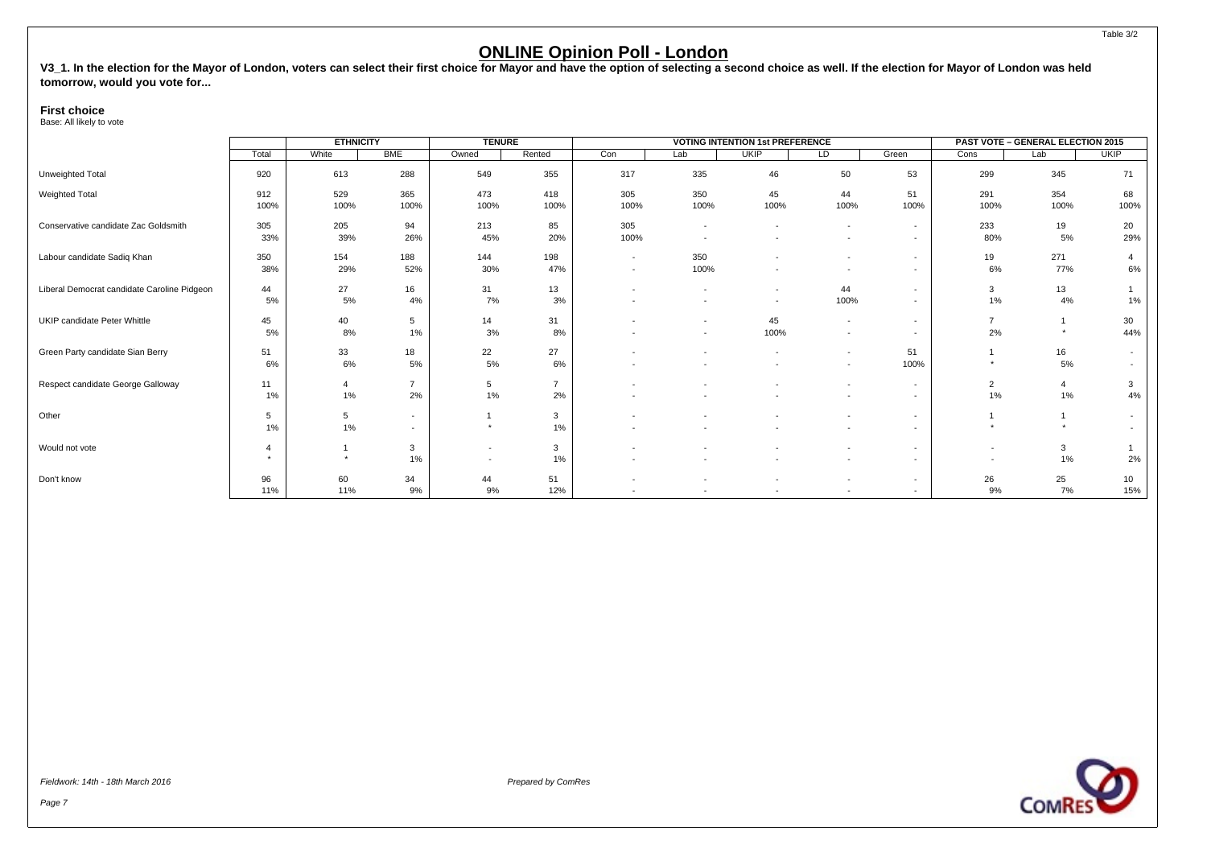## ONLINE Opinion Poll - London

**V3_1. In the election for the Mayor of London, voters can select their first choice for Mayor and have the option of selecting a second choice as well. If the election for Mayor of London was held tomorrow, would you vote for...**

**First choice**
Base: All likely to vote

| | | ETHNICITY | | TENURE | | VOTING INTENTION 1st PREFERENCE | | | | | PAST VOTE – GENERAL ELECTION 2015 | | |
|---|---|---|---|---|---|---|---|---|---|---|---|---|---|
| | Total | White | BME | Owned | Rented | Con | Lab | UKIP | LD | Green | Cons | Lab | UKIP |
| Unweighted Total | 920 | 613 | 288 | 549 | 355 | 317 | 335 | 46 | 50 | 53 | 299 | 345 | 71 |
| Weighted Total | 912 | 529 | 365 | 473 | 418 | 305 | 350 | 45 | 44 | 51 | 291 | 354 | 68 |
| | 100% | 100% | 100% | 100% | 100% | 100% | 100% | 100% | 100% | 100% | 100% | 100% | 100% |
| Conservative candidate Zac Goldsmith | 305 | 205 | 94 | 213 | 85 | 305 | - | - | - | - | 233 | 19 | 20 |
| | 33% | 39% | 26% | 45% | 20% | 100% | - | - | - | - | 80% | 5% | 29% |
| Labour candidate Sadiq Khan | 350 | 154 | 188 | 144 | 198 | - | 350 | - | - | - | 19 | 271 | 4 |
| | 38% | 29% | 52% | 30% | 47% | - | 100% | - | - | - | 6% | 77% | 6% |
| Liberal Democrat candidate Caroline Pidgeon | 44 | 27 | 16 | 31 | 13 | - | - | - | 44 | - | 3 | 13 | 1 |
| | 5% | 5% | 4% | 7% | 3% | - | - | - | 100% | - | 1% | 4% | 1% |
| UKIP candidate Peter Whittle | 45 | 40 | 5 | 14 | 31 | - | - | 45 | - | - | 7 | 1 | 30 |
| | 5% | 8% | 1% | 3% | 8% | - | - | 100% | - | - | 2% | * | 44% |
| Green Party candidate Sian Berry | 51 | 33 | 18 | 22 | 27 | - | - | - | - | 51 | 1 | 16 | - |
| | 6% | 6% | 5% | 5% | 6% | - | - | - | - | 100% | * | 5% | - |
| Respect candidate George Galloway | 11 | 4 | 7 | 5 | 7 | - | - | - | - | - | 2 | 4 | 3 |
| | 1% | 1% | 2% | 1% | 2% | - | - | - | - | - | 1% | 1% | 4% |
| Other | 5 | 5 | - | 1 | 3 | - | - | - | - | - | 1 | 1 | - |
| | 1% | 1% | - | * | 1% | - | - | - | - | - | * | * | - |
| Would not vote | 4 | 1 | 3 | - | 3 | - | - | - | - | - | - | 3 | 1 |
| | * | * | 1% | - | 1% | - | - | - | - | - | - | 1% | 2% |
| Don't know | 96 | 60 | 34 | 44 | 51 | - | - | - | - | - | 26 | 25 | 10 |
| | 11% | 11% | 9% | 9% | 12% | - | - | - | - | - | 9% | 7% | 15% |

*Fieldwork: 14th - 18th March 2016*

*Prepared by ComRes*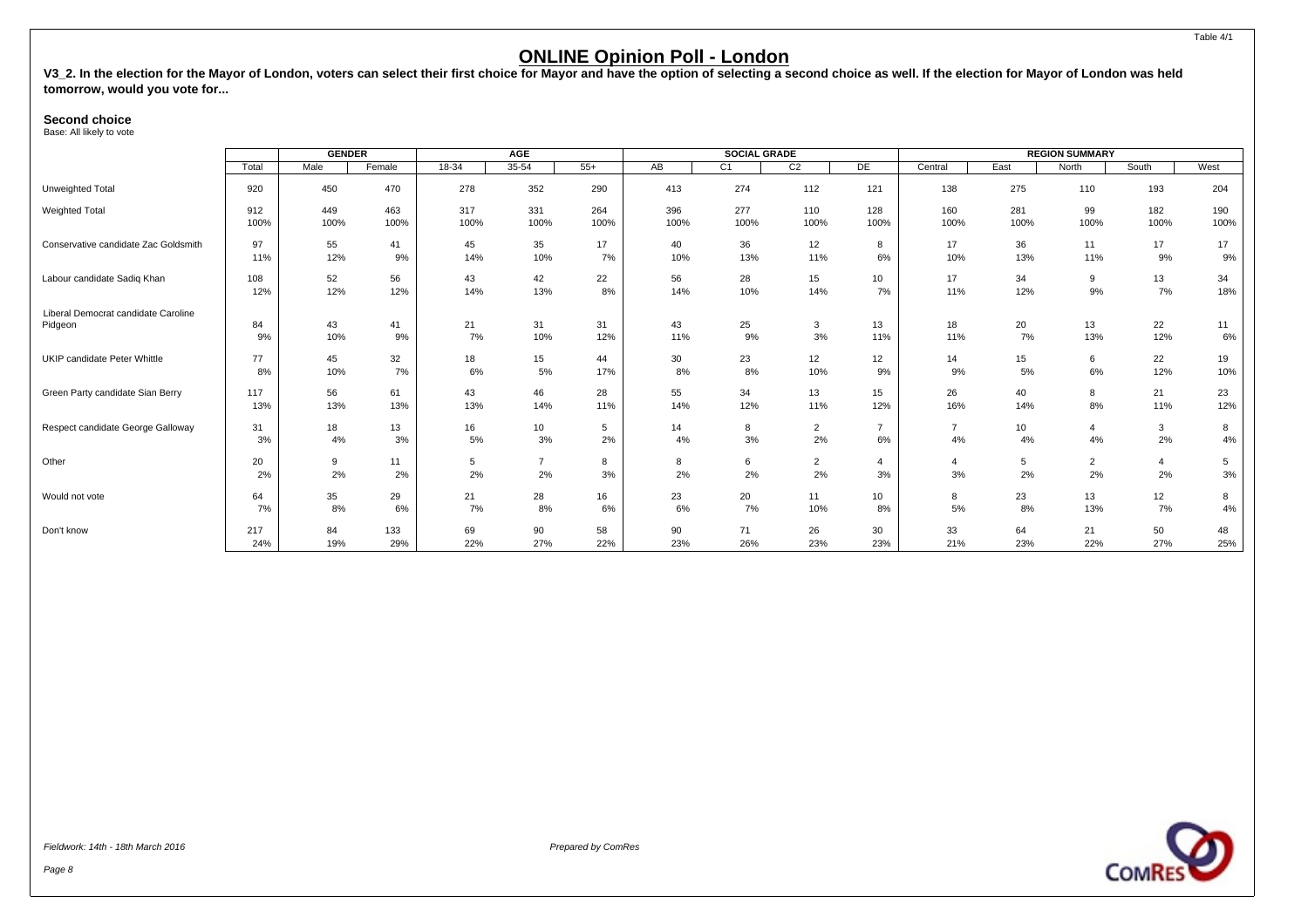# ONLINE Opinion Poll - London

**V3_2. In the election for the Mayor of London, voters can select their first choice for Mayor and have the option of selecting a second choice as well. If the election for Mayor of London was held tomorrow, would you vote for...**

**Second choice**
Base: All likely to vote

| | | GENDER | | AGE | | | SOCIAL GRADE | | | | REGION SUMMARY | | | | |
|---|---|---|---|---|---|---|---|---|---|---|---|---|---|---|---|
| | Total | Male | Female | 18-34 | 35-54 | 55+ | AB | C1 | C2 | DE | Central | East | North | South | West |
| Unweighted Total | 920 | 450 | 470 | 278 | 352 | 290 | 413 | 274 | 112 | 121 | 138 | 275 | 110 | 193 | 204 |
| Weighted Total | 912<br>100% | 449<br>100% | 463<br>100% | 317<br>100% | 331<br>100% | 264<br>100% | 396<br>100% | 277<br>100% | 110<br>100% | 128<br>100% | 160<br>100% | 281<br>100% | 99<br>100% | 182<br>100% | 190<br>100% |
| Conservative candidate Zac Goldsmith | 97<br>11% | 55<br>12% | 41<br>9% | 45<br>14% | 35<br>10% | 17<br>7% | 40<br>10% | 36<br>13% | 12<br>11% | 8<br>6% | 17<br>10% | 36<br>13% | 11<br>11% | 17<br>9% | 17<br>9% |
| Labour candidate Sadiq Khan | 108<br>12% | 52<br>12% | 56<br>12% | 43<br>14% | 42<br>13% | 22<br>8% | 56<br>14% | 28<br>10% | 15<br>14% | 10<br>7% | 17<br>11% | 34<br>12% | 9<br>9% | 13<br>7% | 34<br>18% |
| Liberal Democrat candidate Caroline Pidgeon | 84<br>9% | 43<br>10% | 41<br>9% | 21<br>7% | 31<br>10% | 31<br>12% | 43<br>11% | 25<br>9% | 3<br>3% | 13<br>11% | 18<br>11% | 20<br>7% | 13<br>13% | 22<br>12% | 11<br>6% |
| UKIP candidate Peter Whittle | 77<br>8% | 45<br>10% | 32<br>7% | 18<br>6% | 15<br>5% | 44<br>17% | 30<br>8% | 23<br>8% | 12<br>10% | 12<br>9% | 14<br>9% | 15<br>5% | 6<br>6% | 22<br>12% | 19<br>10% |
| Green Party candidate Sian Berry | 117<br>13% | 56<br>13% | 61<br>13% | 43<br>13% | 46<br>14% | 28<br>11% | 55<br>14% | 34<br>12% | 13<br>11% | 15<br>12% | 26<br>16% | 40<br>14% | 8<br>8% | 21<br>11% | 23<br>12% |
| Respect candidate George Galloway | 31<br>3% | 18<br>4% | 13<br>3% | 16<br>5% | 10<br>3% | 5<br>2% | 14<br>4% | 8<br>3% | 2<br>2% | 7<br>6% | 7<br>4% | 10<br>4% | 4<br>4% | 3<br>2% | 8<br>4% |
| Other | 20<br>2% | 9<br>2% | 11<br>2% | 5<br>2% | 7<br>2% | 8<br>3% | 8<br>2% | 6<br>2% | 2<br>2% | 4<br>3% | 4<br>3% | 5<br>2% | 2<br>2% | 4<br>2% | 5<br>3% |
| Would not vote | 64<br>7% | 35<br>8% | 29<br>6% | 21<br>7% | 28<br>8% | 16<br>6% | 23<br>6% | 20<br>7% | 11<br>10% | 10<br>8% | 8<br>5% | 23<br>8% | 13<br>13% | 12<br>7% | 8<br>4% |
| Don't know | 217<br>24% | 84<br>19% | 133<br>29% | 69<br>22% | 90<br>27% | 58<br>22% | 90<br>23% | 71<br>26% | 26<br>23% | 30<br>23% | 33<br>21% | 64<br>23% | 21<br>22% | 50<br>27% | 48<br>25% |

*Fieldwork: 14th - 18th March 2016*

*Prepared by ComRes*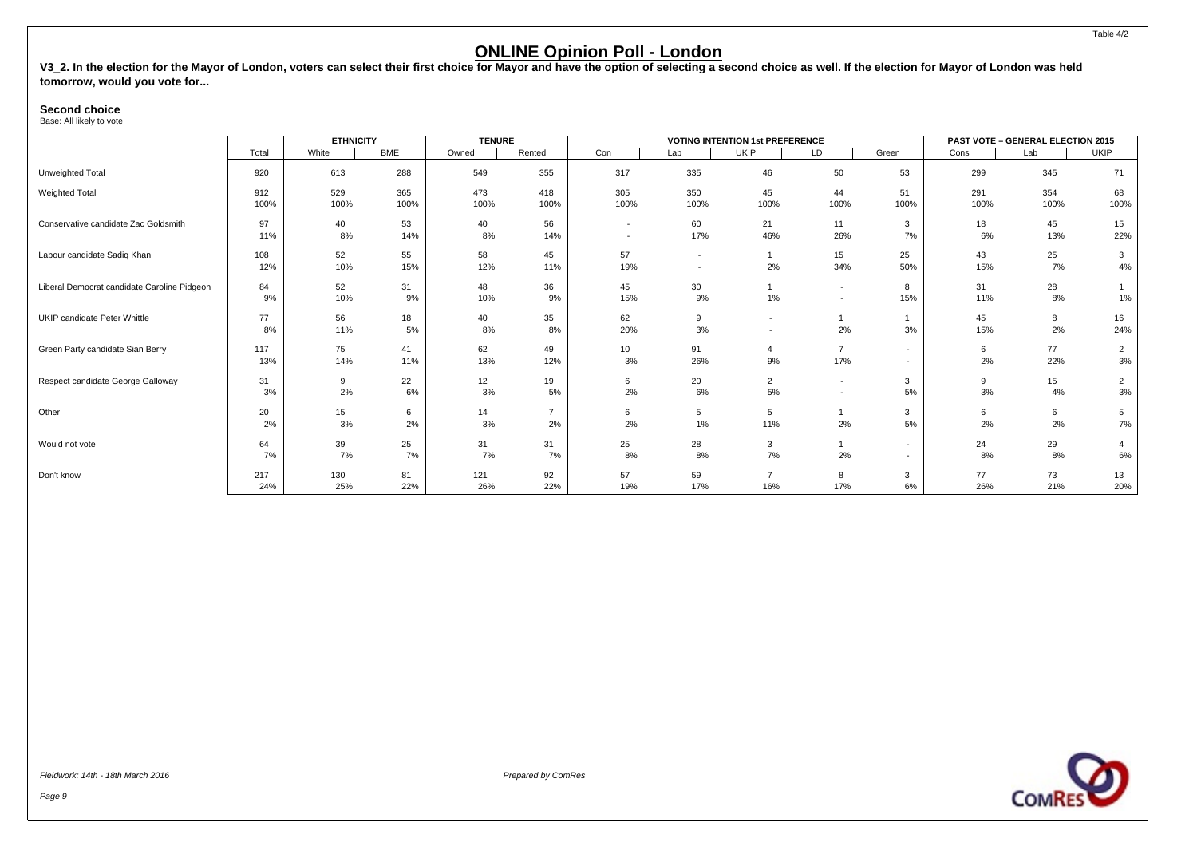Table 4/2

# ONLINE Opinion Poll - London

**V3_2. In the election for the Mayor of London, voters can select their first choice for Mayor and have the option of selecting a second choice as well. If the election for Mayor of London was held tomorrow, would you vote for...**

**Second choice**
Base: All likely to vote

| | | ETHNICITY | | TENURE | | VOTING INTENTION 1st PREFERENCE | | | | | PAST VOTE – GENERAL ELECTION 2015 | | |
|---|---|---|---|---|---|---|---|---|---|---|---|---|---|
| | Total | White | BME | Owned | Rented | Con | Lab | UKIP | LD | Green | Cons | Lab | UKIP |
| Unweighted Total | 920 | 613 | 288 | 549 | 355 | 317 | 335 | 46 | 50 | 53 | 299 | 345 | 71 |
| Weighted Total | 912 | 529 | 365 | 473 | 418 | 305 | 350 | 45 | 44 | 51 | 291 | 354 | 68 |
| | 100% | 100% | 100% | 100% | 100% | 100% | 100% | 100% | 100% | 100% | 100% | 100% | 100% |
| Conservative candidate Zac Goldsmith | 97 | 40 | 53 | 40 | 56 | - | 60 | 21 | 11 | 3 | 18 | 45 | 15 |
| | 11% | 8% | 14% | 8% | 14% | - | 17% | 46% | 26% | 7% | 6% | 13% | 22% |
| Labour candidate Sadiq Khan | 108 | 52 | 55 | 58 | 45 | 57 | - | 1 | 15 | 25 | 43 | 25 | 3 |
| | 12% | 10% | 15% | 12% | 11% | 19% | - | 2% | 34% | 50% | 15% | 7% | 4% |
| Liberal Democrat candidate Caroline Pidgeon | 84 | 52 | 31 | 48 | 36 | 45 | 30 | 1 | - | 8 | 31 | 28 | 1 |
| | 9% | 10% | 9% | 10% | 9% | 15% | 9% | 1% | - | 15% | 11% | 8% | 1% |
| UKIP candidate Peter Whittle | 77 | 56 | 18 | 40 | 35 | 62 | 9 | - | 1 | 1 | 45 | 8 | 16 |
| | 8% | 11% | 5% | 8% | 8% | 20% | 3% | - | 2% | 3% | 15% | 2% | 24% |
| Green Party candidate Sian Berry | 117 | 75 | 41 | 62 | 49 | 10 | 91 | 4 | 7 | - | 6 | 77 | 2 |
| | 13% | 14% | 11% | 13% | 12% | 3% | 26% | 9% | 17% | - | 2% | 22% | 3% |
| Respect candidate George Galloway | 31 | 9 | 22 | 12 | 19 | 6 | 20 | 2 | - | 3 | 9 | 15 | 2 |
| | 3% | 2% | 6% | 3% | 5% | 2% | 6% | 5% | - | 5% | 3% | 4% | 3% |
| Other | 20 | 15 | 6 | 14 | 7 | 6 | 5 | 5 | 1 | 3 | 6 | 6 | 5 |
| | 2% | 3% | 2% | 3% | 2% | 2% | 1% | 11% | 2% | 5% | 2% | 2% | 7% |
| Would not vote | 64 | 39 | 25 | 31 | 31 | 25 | 28 | 3 | 1 | - | 24 | 29 | 4 |
| | 7% | 7% | 7% | 7% | 7% | 8% | 8% | 7% | 2% | - | 8% | 8% | 6% |
| Don't know | 217 | 130 | 81 | 121 | 92 | 57 | 59 | 7 | 8 | 3 | 77 | 73 | 13 |
| | 24% | 25% | 22% | 26% | 22% | 19% | 17% | 16% | 17% | 6% | 26% | 21% | 20% |

*Fieldwork: 14th - 18th March 2016*

*Prepared by ComRes*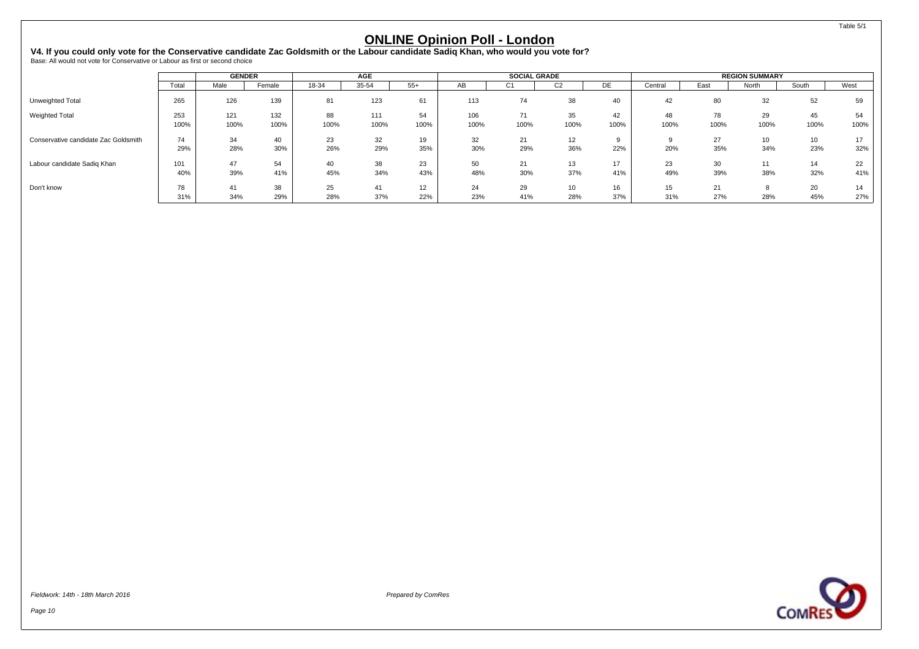Table 5/1

# ONLINE Opinion Poll - London

**V4. If you could only vote for the Conservative candidate Zac Goldsmith or the Labour candidate Sadiq Khan, who would you vote for?**
Base: All would not vote for Conservative or Labour as first or second choice

| | | GENDER | | AGE | | | SOCIAL GRADE | | | | REGION SUMMARY | | | | |
|---|---|---|---|---|---|---|---|---|---|---|---|---|---|---|---|
| | Total | Male | Female | 18-34 | 35-54 | 55+ | AB | C1 | C2 | DE | Central | East | North | South | West |
| Unweighted Total | 265 | 126 | 139 | 81 | 123 | 61 | 113 | 74 | 38 | 40 | 42 | 80 | 32 | 52 | 59 |
| Weighted Total | 253 | 121 | 132 | 88 | 111 | 54 | 106 | 71 | 35 | 42 | 48 | 78 | 29 | 45 | 54 |
| | 100% | 100% | 100% | 100% | 100% | 100% | 100% | 100% | 100% | 100% | 100% | 100% | 100% | 100% | 100% |
| Conservative candidate Zac Goldsmith | 74 | 34 | 40 | 23 | 32 | 19 | 32 | 21 | 12 | 9 | 9 | 27 | 10 | 10 | 17 |
| | 29% | 28% | 30% | 26% | 29% | 35% | 30% | 29% | 36% | 22% | 20% | 35% | 34% | 23% | 32% |
| Labour candidate Sadiq Khan | 101 | 47 | 54 | 40 | 38 | 23 | 50 | 21 | 13 | 17 | 23 | 30 | 11 | 14 | 22 |
| | 40% | 39% | 41% | 45% | 34% | 43% | 48% | 30% | 37% | 41% | 49% | 39% | 38% | 32% | 41% |
| Don't know | 78 | 41 | 38 | 25 | 41 | 12 | 24 | 29 | 10 | 16 | 15 | 21 | 8 | 20 | 14 |
| | 31% | 34% | 29% | 28% | 37% | 22% | 23% | 41% | 28% | 37% | 31% | 27% | 28% | 45% | 27% |

*Fieldwork: 14th - 18th March 2016*

*Prepared by ComRes*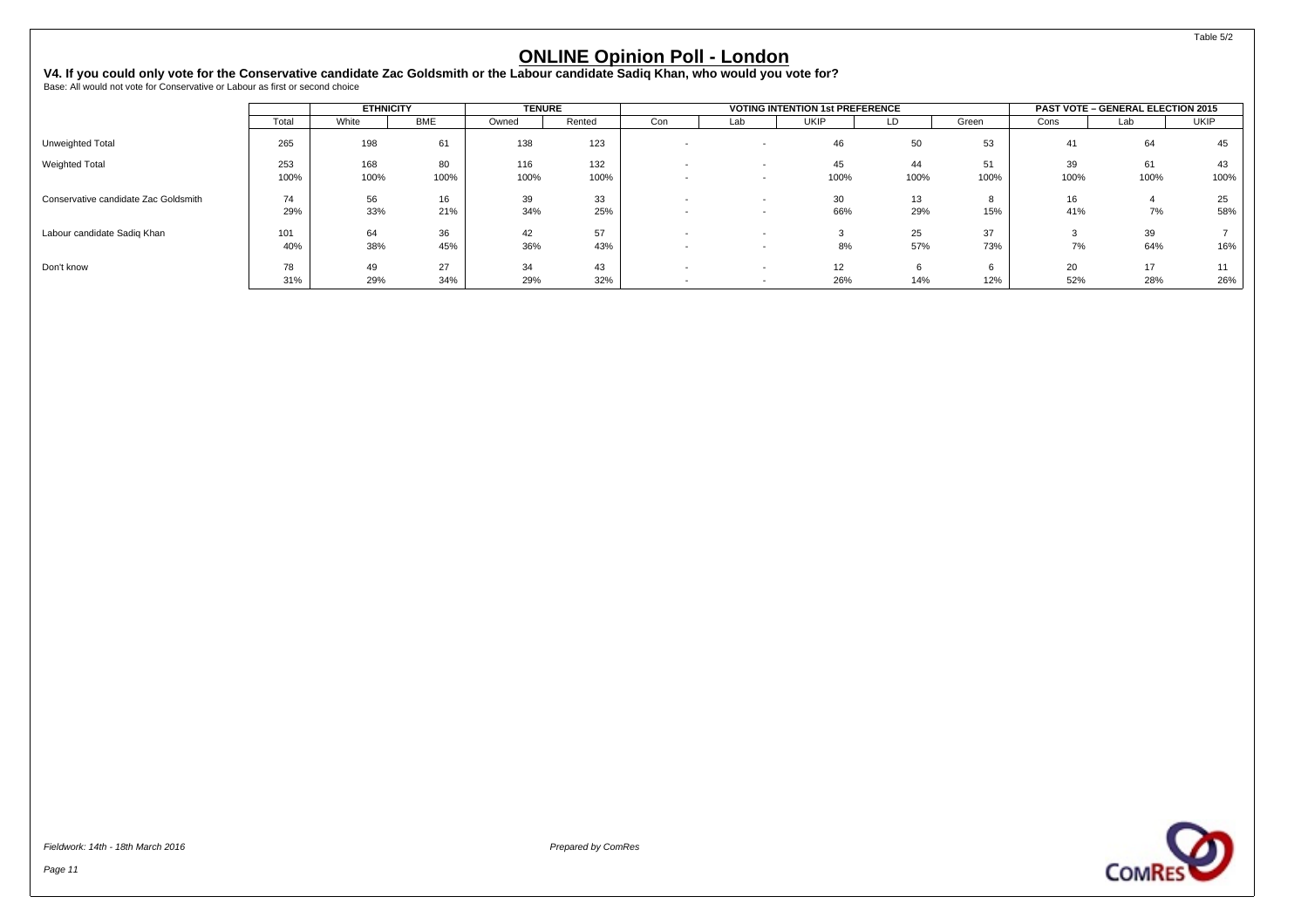Table 5/2

# ONLINE Opinion Poll - London

**V4. If you could only vote for the Conservative candidate Zac Goldsmith or the Labour candidate Sadiq Khan, who would you vote for?**
Base: All would not vote for Conservative or Labour as first or second choice

| | Total | ETHNICITY | | TENURE | | VOTING INTENTION 1st PREFERENCE | | | | | PAST VOTE – GENERAL ELECTION 2015 | | |
|---|---|---|---|---|---|---|---|---|---|---|---|---|---|
| | | White | BME | Owned | Rented | Con | Lab | UKIP | LD | Green | Cons | Lab | UKIP |
| Unweighted Total | 265 | 198 | 61 | 138 | 123 | - | - | 46 | 50 | 53 | 41 | 64 | 45 |
| Weighted Total | 253 | 168 | 80 | 116 | 132 | - | - | 45 | 44 | 51 | 39 | 61 | 43 |
| | 100% | 100% | 100% | 100% | 100% | - | - | 100% | 100% | 100% | 100% | 100% | 100% |
| Conservative candidate Zac Goldsmith | 74 | 56 | 16 | 39 | 33 | - | - | 30 | 13 | 8 | 16 | 4 | 25 |
| | 29% | 33% | 21% | 34% | 25% | - | - | 66% | 29% | 15% | 41% | 7% | 58% |
| Labour candidate Sadiq Khan | 101 | 64 | 36 | 42 | 57 | - | - | 3 | 25 | 37 | 3 | 39 | 7 |
| | 40% | 38% | 45% | 36% | 43% | - | - | 8% | 57% | 73% | 7% | 64% | 16% |
| Don't know | 78 | 49 | 27 | 34 | 43 | - | - | 12 | 6 | 6 | 20 | 17 | 11 |
| | 31% | 29% | 34% | 29% | 32% | - | - | 26% | 14% | 12% | 52% | 28% | 26% |

*Fieldwork: 14th - 18th March 2016*

*Prepared by ComRes*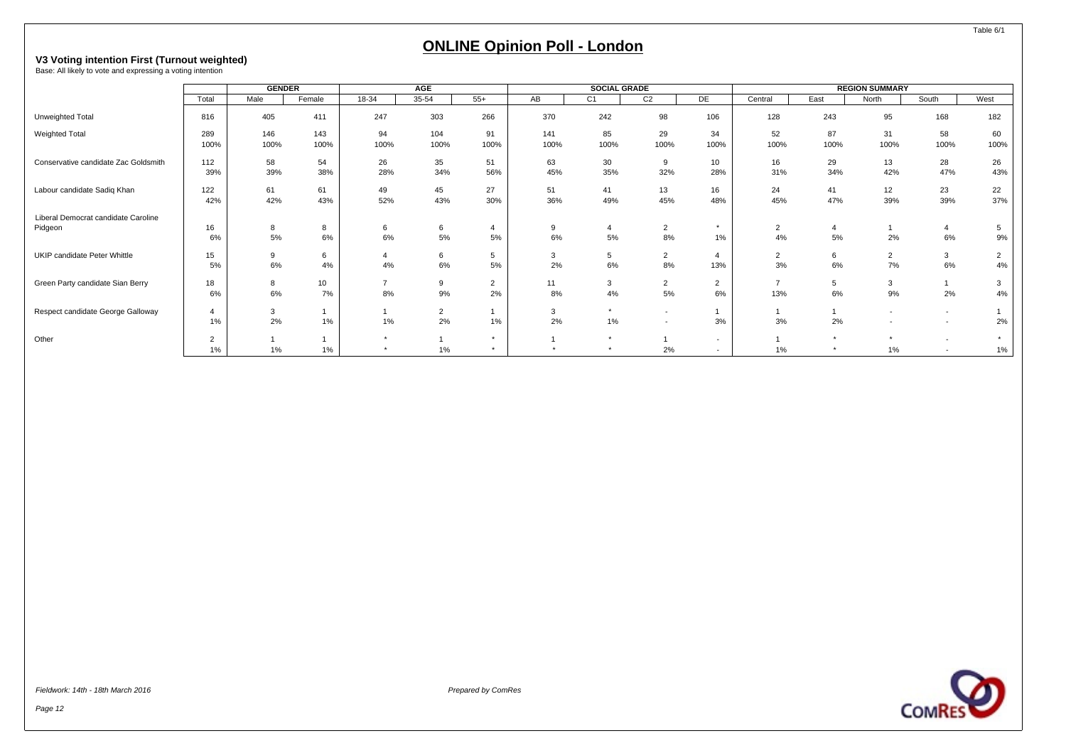Table 6/1

# ONLINE Opinion Poll - London

**V3 Voting intention First (Turnout weighted)**
Base: All likely to vote and expressing a voting intention

| | | GENDER | | AGE | | | SOCIAL GRADE | | | | REGION SUMMARY | | | | |
|---|---|---|---|---|---|---|---|---|---|---|---|---|---|---|---|
| | Total | Male | Female | 18-34 | 35-54 | 55+ | AB | C1 | C2 | DE | Central | East | North | South | West |
| Unweighted Total | 816 | 405 | 411 | 247 | 303 | 266 | 370 | 242 | 98 | 106 | 128 | 243 | 95 | 168 | 182 |
| Weighted Total | 289 | 146 | 143 | 94 | 104 | 91 | 141 | 85 | 29 | 34 | 52 | 87 | 31 | 58 | 60 |
| | 100% | 100% | 100% | 100% | 100% | 100% | 100% | 100% | 100% | 100% | 100% | 100% | 100% | 100% | 100% |
| Conservative candidate Zac Goldsmith | 112 | 58 | 54 | 26 | 35 | 51 | 63 | 30 | 9 | 10 | 16 | 29 | 13 | 28 | 26 |
| | 39% | 39% | 38% | 28% | 34% | 56% | 45% | 35% | 32% | 28% | 31% | 34% | 42% | 47% | 43% |
| Labour candidate Sadiq Khan | 122 | 61 | 61 | 49 | 45 | 27 | 51 | 41 | 13 | 16 | 24 | 41 | 12 | 23 | 22 |
| | 42% | 42% | 43% | 52% | 43% | 30% | 36% | 49% | 45% | 48% | 45% | 47% | 39% | 39% | 37% |
| Liberal Democrat candidate Caroline Pidgeon | 16 | 8 | 8 | 6 | 6 | 4 | 9 | 4 | 2 | * | 2 | 4 | 1 | 4 | 5 |
| | 6% | 5% | 6% | 6% | 5% | 5% | 6% | 5% | 8% | 1% | 4% | 5% | 2% | 6% | 9% |
| UKIP candidate Peter Whittle | 15 | 9 | 6 | 4 | 6 | 5 | 3 | 5 | 2 | 4 | 2 | 6 | 2 | 3 | 2 |
| | 5% | 6% | 4% | 4% | 6% | 5% | 2% | 6% | 8% | 13% | 3% | 6% | 7% | 6% | 4% |
| Green Party candidate Sian Berry | 18 | 8 | 10 | 7 | 9 | 2 | 11 | 3 | 2 | 2 | 7 | 5 | 3 | 1 | 3 |
| | 6% | 6% | 7% | 8% | 9% | 2% | 8% | 4% | 5% | 6% | 13% | 6% | 9% | 2% | 4% |
| Respect candidate George Galloway | 4 | 3 | 1 | 1 | 2 | 1 | 3 | * | - | 1 | 1 | 1 | - | - | 1 |
| | 1% | 2% | 1% | 1% | 2% | 1% | 2% | 1% | - | 3% | 3% | 2% | - | - | 2% |
| Other | 2 | 1 | 1 | * | 1 | * | 1 | * | 1 | - | 1 | * | * | - | * |
| | 1% | 1% | 1% | * | 1% | * | * | * | 2% | - | 1% | * | 1% | - | 1% |

*Fieldwork: 14th - 18th March 2016*

*Prepared by ComRes*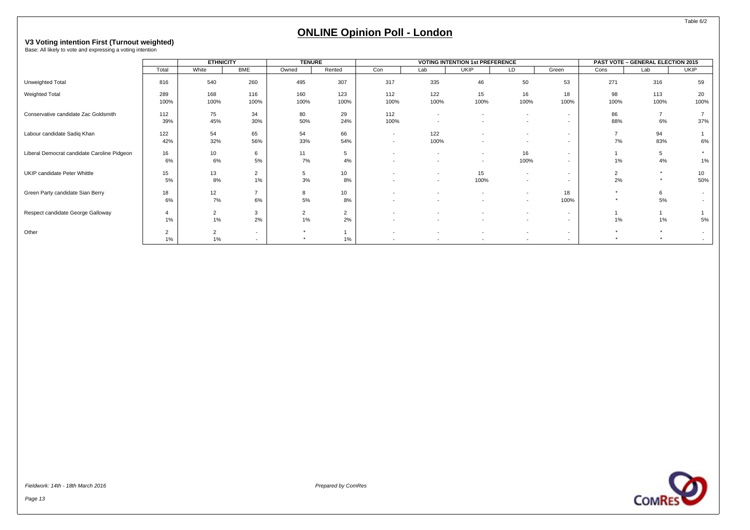# ONLINE Opinion Poll - London

### V3 Voting intention First (Turnout weighted)

Base: All likely to vote and expressing a voting intention

| | Total | ETHNICITY | | TENURE | | VOTING INTENTION 1st PREFERENCE | | | | | PAST VOTE – GENERAL ELECTION 2015 | | |
|---|---|---|---|---|---|---|---|---|---|---|---|---|---|
| | | White | BME | Owned | Rented | Con | Lab | UKIP | LD | Green | Cons | Lab | UKIP |
| Unweighted Total | 816 | 540 | 260 | 495 | 307 | 317 | 335 | 46 | 50 | 53 | 271 | 316 | 59 |
| Weighted Total | 289 | 168 | 116 | 160 | 123 | 112 | 122 | 15 | 16 | 18 | 98 | 113 | 20 |
| | 100% | 100% | 100% | 100% | 100% | 100% | 100% | 100% | 100% | 100% | 100% | 100% | 100% |
| Conservative candidate Zac Goldsmith | 112 | 75 | 34 | 80 | 29 | 112 | - | - | - | - | 86 | 7 | 7 |
| | 39% | 45% | 30% | 50% | 24% | 100% | - | - | - | - | 88% | 6% | 37% |
| Labour candidate Sadiq Khan | 122 | 54 | 65 | 54 | 66 | - | 122 | - | - | - | 7 | 94 | 1 |
| | 42% | 32% | 56% | 33% | 54% | - | 100% | - | - | - | 7% | 83% | 6% |
| Liberal Democrat candidate Caroline Pidgeon | 16 | 10 | 6 | 11 | 5 | - | - | - | 16 | - | 1 | 5 | * |
| | 6% | 6% | 5% | 7% | 4% | - | - | - | 100% | - | 1% | 4% | 1% |
| UKIP candidate Peter Whittle | 15 | 13 | 2 | 5 | 10 | - | - | 15 | - | - | 2 | * | 10 |
| | 5% | 8% | 1% | 3% | 8% | - | - | 100% | - | - | 2% | * | 50% |
| Green Party candidate Sian Berry | 18 | 12 | 7 | 8 | 10 | - | - | - | - | 18 | * | 6 | - |
| | 6% | 7% | 6% | 5% | 8% | - | - | - | - | 100% | * | 5% | - |
| Respect candidate George Galloway | 4 | 2 | 3 | 2 | 2 | - | - | - | - | - | 1 | 1 | 1 |
| | 1% | 1% | 2% | 1% | 2% | - | - | - | - | - | 1% | 1% | 5% |
| Other | 2 | 2 | - | * | 1 | - | - | - | - | - | * | * | - |
| | 1% | 1% | - | * | 1% | - | - | - | - | - | * | * | - |

*Fieldwork: 14th - 18th March 2016*

*Prepared by ComRes*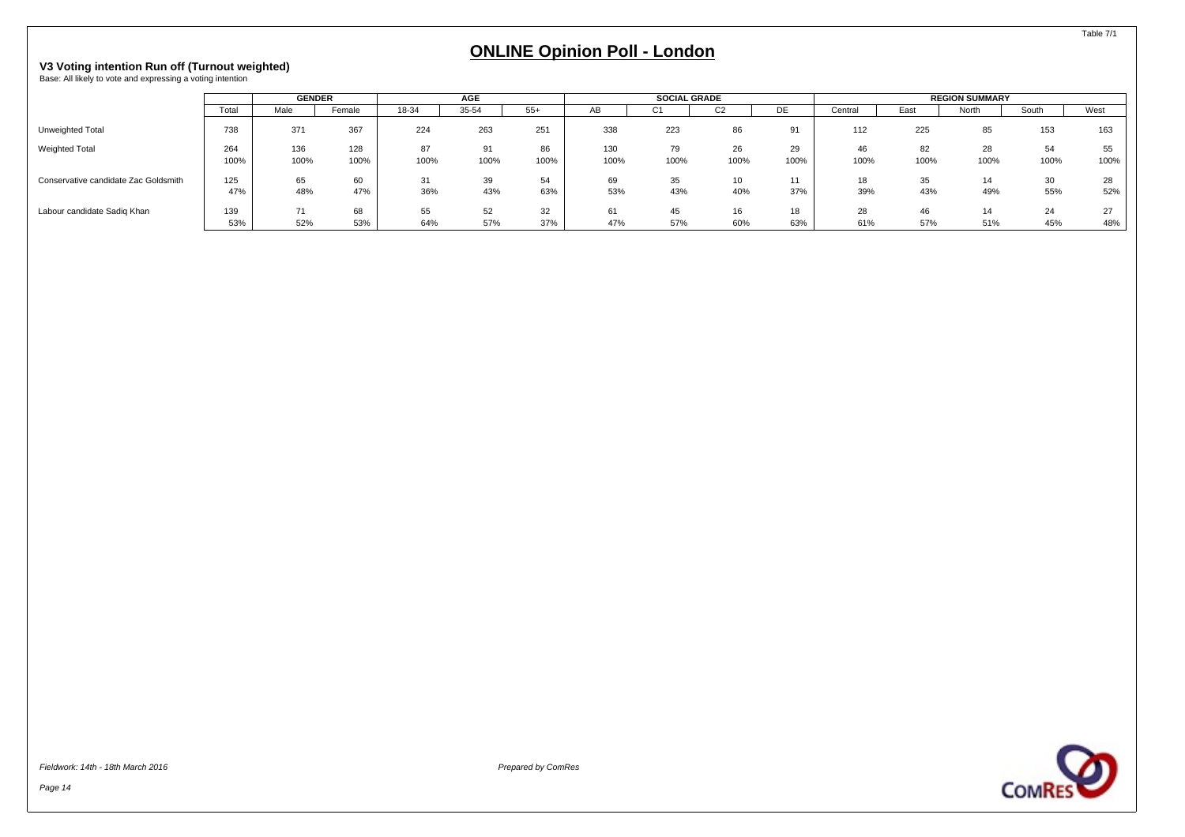# ONLINE Opinion Poll - London

### V3 Voting intention Run off (Turnout weighted)

Base: All likely to vote and expressing a voting intention

| | | GENDER | | AGE | | | SOCIAL GRADE | | | | REGION SUMMARY | | | | |
|---|---|---|---|---|---|---|---|---|---|---|---|---|---|---|---|
| | Total | Male | Female | 18-34 | 35-54 | 55+ | AB | C1 | C2 | DE | Central | East | North | South | West |
| Unweighted Total | 738 | 371 | 367 | 224 | 263 | 251 | 338 | 223 | 86 | 91 | 112 | 225 | 85 | 153 | 163 |
| Weighted Total | 264 | 136 | 128 | 87 | 91 | 86 | 130 | 79 | 26 | 29 | 46 | 82 | 28 | 54 | 55 |
| | 100% | 100% | 100% | 100% | 100% | 100% | 100% | 100% | 100% | 100% | 100% | 100% | 100% | 100% | 100% |
| Conservative candidate Zac Goldsmith | 125 | 65 | 60 | 31 | 39 | 54 | 69 | 35 | 10 | 11 | 18 | 35 | 14 | 30 | 28 |
| | 47% | 48% | 47% | 36% | 43% | 63% | 53% | 43% | 40% | 37% | 39% | 43% | 49% | 55% | 52% |
| Labour candidate Sadiq Khan | 139 | 71 | 68 | 55 | 52 | 32 | 61 | 45 | 16 | 18 | 28 | 46 | 14 | 24 | 27 |
| | 53% | 52% | 53% | 64% | 57% | 37% | 47% | 57% | 60% | 63% | 61% | 57% | 51% | 45% | 48% |

*Fieldwork: 14th - 18th March 2016*

*Prepared by ComRes*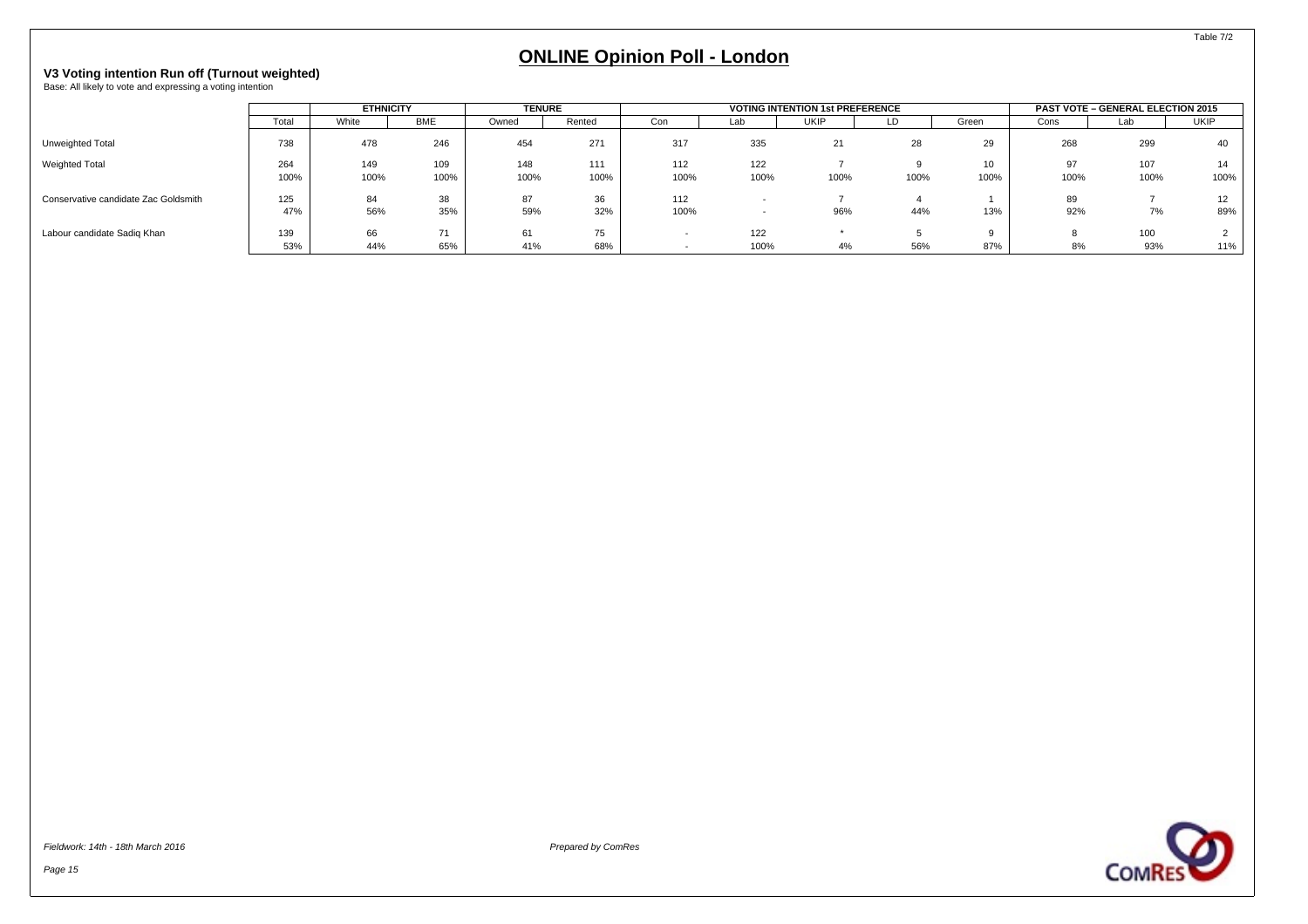# ONLINE Opinion Poll - London

**V3 Voting intention Run off (Turnout weighted)**
Base: All likely to vote and expressing a voting intention

| | | ETHNICITY | | TENURE | | VOTING INTENTION 1st PREFERENCE | | | | | PAST VOTE – GENERAL ELECTION 2015 | | |
|---|---|---|---|---|---|---|---|---|---|---|---|---|---|
| | Total | White | BME | Owned | Rented | Con | Lab | UKIP | LD | Green | Cons | Lab | UKIP |
| Unweighted Total | 738 | 478 | 246 | 454 | 271 | 317 | 335 | 21 | 28 | 29 | 268 | 299 | 40 |
| Weighted Total | 264 | 149 | 109 | 148 | 111 | 112 | 122 | 7 | 9 | 10 | 97 | 107 | 14 |
| | 100% | 100% | 100% | 100% | 100% | 100% | 100% | 100% | 100% | 100% | 100% | 100% | 100% |
| Conservative candidate Zac Goldsmith | 125 | 84 | 38 | 87 | 36 | 112 | - | 7 | 4 | 1 | 89 | 7 | 12 |
| | 47% | 56% | 35% | 59% | 32% | 100% | - | 96% | 44% | 13% | 92% | 7% | 89% |
| Labour candidate Sadiq Khan | 139 | 66 | 71 | 61 | 75 | - | 122 | * | 5 | 9 | 8 | 100 | 2 |
| | 53% | 44% | 65% | 41% | 68% | - | 100% | 4% | 56% | 87% | 8% | 93% | 11% |

*Fieldwork: 14th - 18th March 2016*

*Prepared by ComRes*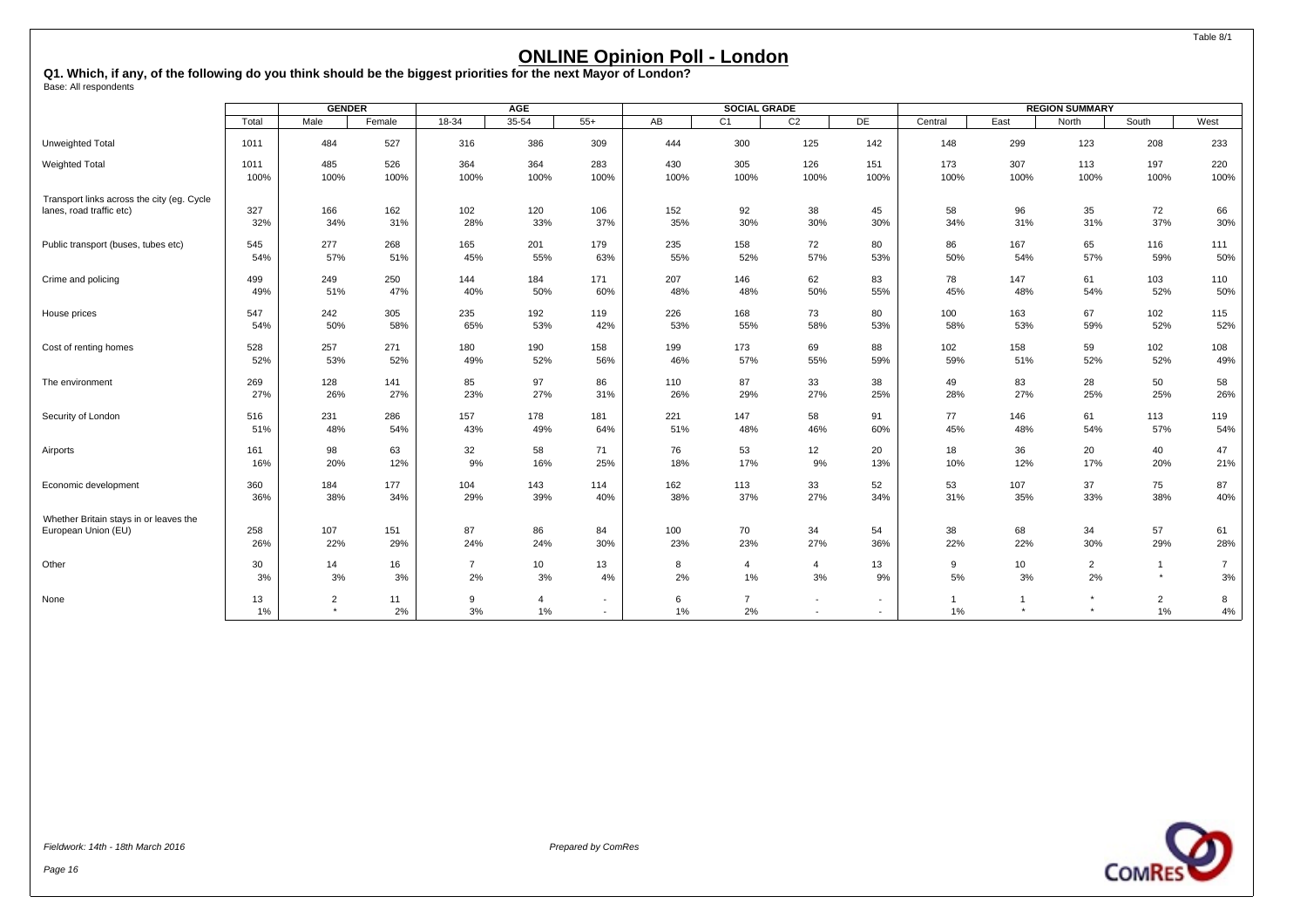Table 8/1

# ONLINE Opinion Poll - London

**Q1. Which, if any, of the following do you think should be the biggest priorities for the next Mayor of London?**
Base: All respondents

| | | GENDER | | AGE | | | SOCIAL GRADE | | | | REGION SUMMARY | | | | |
|---|---|---|---|---|---|---|---|---|---|---|---|---|---|---|---|
| | Total | Male | Female | 18-34 | 35-54 | 55+ | AB | C1 | C2 | DE | Central | East | North | South | West |
| Unweighted Total | 1011 | 484 | 527 | 316 | 386 | 309 | 444 | 300 | 125 | 142 | 148 | 299 | 123 | 208 | 233 |
| Weighted Total | 1011 | 485 | 526 | 364 | 364 | 283 | 430 | 305 | 126 | 151 | 173 | 307 | 113 | 197 | 220 |
| | 100% | 100% | 100% | 100% | 100% | 100% | 100% | 100% | 100% | 100% | 100% | 100% | 100% | 100% | 100% |
| Transport links across the city (eg. Cycle lanes, road traffic etc) | 327 | 166 | 162 | 102 | 120 | 106 | 152 | 92 | 38 | 45 | 58 | 96 | 35 | 72 | 66 |
| | 32% | 34% | 31% | 28% | 33% | 37% | 35% | 30% | 30% | 30% | 34% | 31% | 31% | 37% | 30% |
| Public transport (buses, tubes etc) | 545 | 277 | 268 | 165 | 201 | 179 | 235 | 158 | 72 | 80 | 86 | 167 | 65 | 116 | 111 |
| | 54% | 57% | 51% | 45% | 55% | 63% | 55% | 52% | 57% | 53% | 50% | 54% | 57% | 59% | 50% |
| Crime and policing | 499 | 249 | 250 | 144 | 184 | 171 | 207 | 146 | 62 | 83 | 78 | 147 | 61 | 103 | 110 |
| | 49% | 51% | 47% | 40% | 50% | 60% | 48% | 48% | 50% | 55% | 45% | 48% | 54% | 52% | 50% |
| House prices | 547 | 242 | 305 | 235 | 192 | 119 | 226 | 168 | 73 | 80 | 100 | 163 | 67 | 102 | 115 |
| | 54% | 50% | 58% | 65% | 53% | 42% | 53% | 55% | 58% | 53% | 58% | 53% | 59% | 52% | 52% |
| Cost of renting homes | 528 | 257 | 271 | 180 | 190 | 158 | 199 | 173 | 69 | 88 | 102 | 158 | 59 | 102 | 108 |
| | 52% | 53% | 52% | 49% | 52% | 56% | 46% | 57% | 55% | 59% | 59% | 51% | 52% | 52% | 49% |
| The environment | 269 | 128 | 141 | 85 | 97 | 86 | 110 | 87 | 33 | 38 | 49 | 83 | 28 | 50 | 58 |
| | 27% | 26% | 27% | 23% | 27% | 31% | 26% | 29% | 27% | 25% | 28% | 27% | 25% | 25% | 26% |
| Security of London | 516 | 231 | 286 | 157 | 178 | 181 | 221 | 147 | 58 | 91 | 77 | 146 | 61 | 113 | 119 |
| | 51% | 48% | 54% | 43% | 49% | 64% | 51% | 48% | 46% | 60% | 45% | 48% | 54% | 57% | 54% |
| Airports | 161 | 98 | 63 | 32 | 58 | 71 | 76 | 53 | 12 | 20 | 18 | 36 | 20 | 40 | 47 |
| | 16% | 20% | 12% | 9% | 16% | 25% | 18% | 17% | 9% | 13% | 10% | 12% | 17% | 20% | 21% |
| Economic development | 360 | 184 | 177 | 104 | 143 | 114 | 162 | 113 | 33 | 52 | 53 | 107 | 37 | 75 | 87 |
| | 36% | 38% | 34% | 29% | 39% | 40% | 38% | 37% | 27% | 34% | 31% | 35% | 33% | 38% | 40% |
| Whether Britain stays in or leaves the European Union (EU) | 258 | 107 | 151 | 87 | 86 | 84 | 100 | 70 | 34 | 54 | 38 | 68 | 34 | 57 | 61 |
| | 26% | 22% | 29% | 24% | 24% | 30% | 23% | 23% | 27% | 36% | 22% | 22% | 30% | 29% | 28% |
| Other | 30 | 14 | 16 | 7 | 10 | 13 | 8 | 4 | 4 | 13 | 9 | 10 | 2 | 1 | 7 |
| | 3% | 3% | 3% | 2% | 3% | 4% | 2% | 1% | 3% | 9% | 5% | 3% | 2% | * | 3% |
| None | 13 | 2 | 11 | 9 | 4 | - | 6 | 7 | - | - | 1 | 1 | * | 2 | 8 |
| | 1% | * | 2% | 3% | 1% | - | 1% | 2% | - | - | 1% | * | * | 1% | 4% |

*Fieldwork: 14th - 18th March 2016*

*Prepared by ComRes*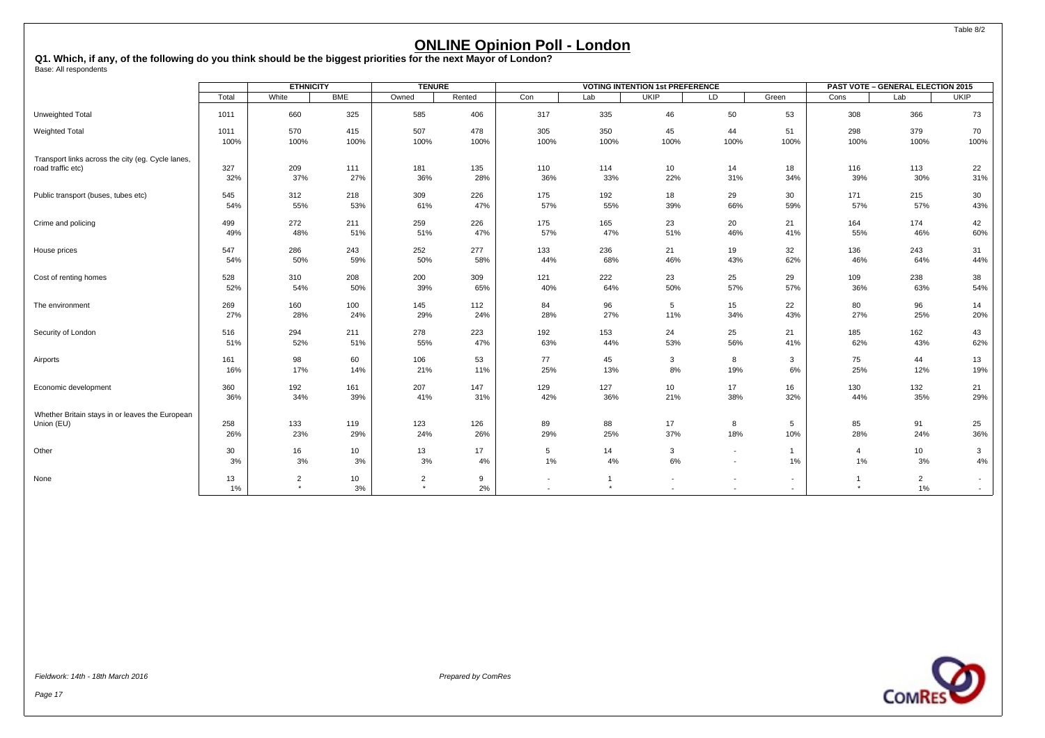Table 8/2

# ONLINE Opinion Poll - London

**Q1. Which, if any, of the following do you think should be the biggest priorities for the next Mayor of London?**
Base: All respondents

| | | ETHNICITY | | TENURE | | VOTING INTENTION 1st PREFERENCE | | | | | PAST VOTE – GENERAL ELECTION 2015 | | |
|---|---|---|---|---|---|---|---|---|---|---|---|---|---|
| | Total | White | BME | Owned | Rented | Con | Lab | UKIP | LD | Green | Cons | Lab | UKIP |
| Unweighted Total | 1011 | 660 | 325 | 585 | 406 | 317 | 335 | 46 | 50 | 53 | 308 | 366 | 73 |
| Weighted Total | 1011 | 570 | 415 | 507 | 478 | 305 | 350 | 45 | 44 | 51 | 298 | 379 | 70 |
| | 100% | 100% | 100% | 100% | 100% | 100% | 100% | 100% | 100% | 100% | 100% | 100% | 100% |
| Transport links across the city (eg. Cycle lanes, road traffic etc) | 327 | 209 | 111 | 181 | 135 | 110 | 114 | 10 | 14 | 18 | 116 | 113 | 22 |
| | 32% | 37% | 27% | 36% | 28% | 36% | 33% | 22% | 31% | 34% | 39% | 30% | 31% |
| Public transport (buses, tubes etc) | 545 | 312 | 218 | 309 | 226 | 175 | 192 | 18 | 29 | 30 | 171 | 215 | 30 |
| | 54% | 55% | 53% | 61% | 47% | 57% | 55% | 39% | 66% | 59% | 57% | 57% | 43% |
| Crime and policing | 499 | 272 | 211 | 259 | 226 | 175 | 165 | 23 | 20 | 21 | 164 | 174 | 42 |
| | 49% | 48% | 51% | 51% | 47% | 57% | 47% | 51% | 46% | 41% | 55% | 46% | 60% |
| House prices | 547 | 286 | 243 | 252 | 277 | 133 | 236 | 21 | 19 | 32 | 136 | 243 | 31 |
| | 54% | 50% | 59% | 50% | 58% | 44% | 68% | 46% | 43% | 62% | 46% | 64% | 44% |
| Cost of renting homes | 528 | 310 | 208 | 200 | 309 | 121 | 222 | 23 | 25 | 29 | 109 | 238 | 38 |
| | 52% | 54% | 50% | 39% | 65% | 40% | 64% | 50% | 57% | 57% | 36% | 63% | 54% |
| The environment | 269 | 160 | 100 | 145 | 112 | 84 | 96 | 5 | 15 | 22 | 80 | 96 | 14 |
| | 27% | 28% | 24% | 29% | 24% | 28% | 27% | 11% | 34% | 43% | 27% | 25% | 20% |
| Security of London | 516 | 294 | 211 | 278 | 223 | 192 | 153 | 24 | 25 | 21 | 185 | 162 | 43 |
| | 51% | 52% | 51% | 55% | 47% | 63% | 44% | 53% | 56% | 41% | 62% | 43% | 62% |
| Airports | 161 | 98 | 60 | 106 | 53 | 77 | 45 | 3 | 8 | 3 | 75 | 44 | 13 |
| | 16% | 17% | 14% | 21% | 11% | 25% | 13% | 8% | 19% | 6% | 25% | 12% | 19% |
| Economic development | 360 | 192 | 161 | 207 | 147 | 129 | 127 | 10 | 17 | 16 | 130 | 132 | 21 |
| | 36% | 34% | 39% | 41% | 31% | 42% | 36% | 21% | 38% | 32% | 44% | 35% | 29% |
| Whether Britain stays in or leaves the European Union (EU) | 258 | 133 | 119 | 123 | 126 | 89 | 88 | 17 | 8 | 5 | 85 | 91 | 25 |
| | 26% | 23% | 29% | 24% | 26% | 29% | 25% | 37% | 18% | 10% | 28% | 24% | 36% |
| Other | 30 | 16 | 10 | 13 | 17 | 5 | 14 | 3 | - | 1 | 4 | 10 | 3 |
| | 3% | 3% | 3% | 3% | 4% | 1% | 4% | 6% | - | 1% | 1% | 3% | 4% |
| None | 13 | 2 | 10 | 2 | 9 | - | 1 | - | - | - | 1 | 2 | - |
| | 1% | * | 3% | * | 2% | - | * | - | - | - | * | 1% | - |

*Fieldwork: 14th - 18th March 2016*

*Prepared by ComRes*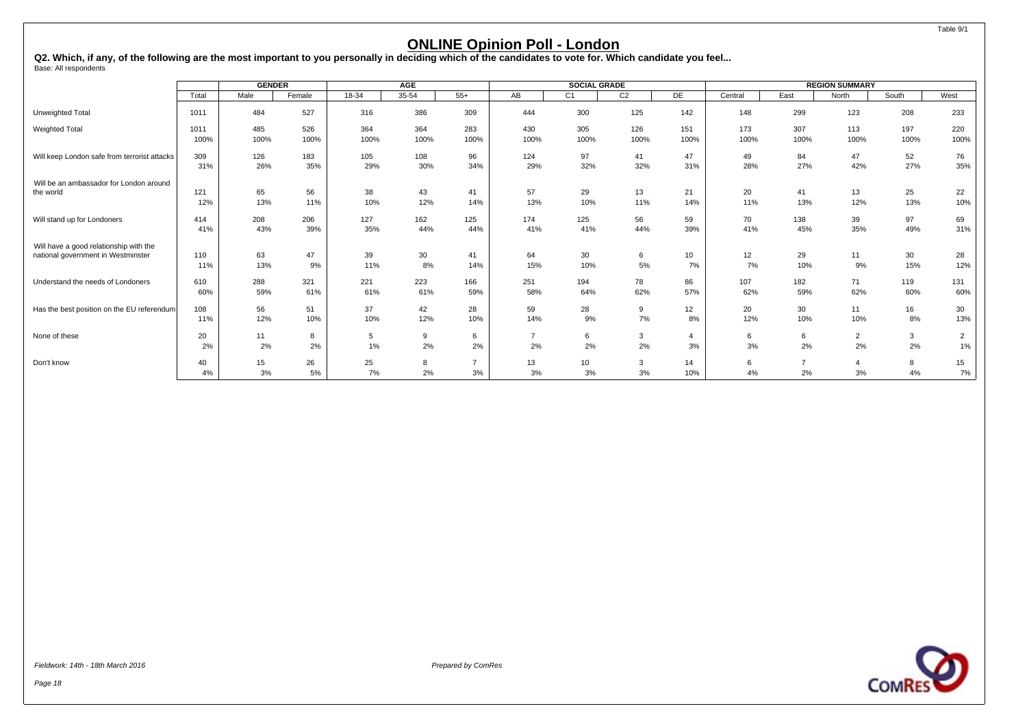Table 9/1

# ONLINE Opinion Poll - London

**Q2. Which, if any, of the following are the most important to you personally in deciding which of the candidates to vote for. Which candidate you feel...**
Base: All respondents

| | | GENDER | | AGE | | | SOCIAL GRADE | | | | REGION SUMMARY | | | | |
|---|---|---|---|---|---|---|---|---|---|---|---|---|---|---|---|
| | Total | Male | Female | 18-34 | 35-54 | 55+ | AB | C1 | C2 | DE | Central | East | North | South | West |
| Unweighted Total | 1011 | 484 | 527 | 316 | 386 | 309 | 444 | 300 | 125 | 142 | 148 | 299 | 123 | 208 | 233 |
| Weighted Total | 1011 | 485 | 526 | 364 | 364 | 283 | 430 | 305 | 126 | 151 | 173 | 307 | 113 | 197 | 220 |
| | 100% | 100% | 100% | 100% | 100% | 100% | 100% | 100% | 100% | 100% | 100% | 100% | 100% | 100% | 100% |
| Will keep London safe from terrorist attacks | 309 | 126 | 183 | 105 | 108 | 96 | 124 | 97 | 41 | 47 | 49 | 84 | 47 | 52 | 76 |
| | 31% | 26% | 35% | 29% | 30% | 34% | 29% | 32% | 32% | 31% | 28% | 27% | 42% | 27% | 35% |
| Will be an ambassador for London around the world | 121 | 65 | 56 | 38 | 43 | 41 | 57 | 29 | 13 | 21 | 20 | 41 | 13 | 25 | 22 |
| | 12% | 13% | 11% | 10% | 12% | 14% | 13% | 10% | 11% | 14% | 11% | 13% | 12% | 13% | 10% |
| Will stand up for Londoners | 414 | 208 | 206 | 127 | 162 | 125 | 174 | 125 | 56 | 59 | 70 | 138 | 39 | 97 | 69 |
| | 41% | 43% | 39% | 35% | 44% | 44% | 41% | 41% | 44% | 39% | 41% | 45% | 35% | 49% | 31% |
| Will have a good relationship with the national government in Westminster | 110 | 63 | 47 | 39 | 30 | 41 | 64 | 30 | 6 | 10 | 12 | 29 | 11 | 30 | 28 |
| | 11% | 13% | 9% | 11% | 8% | 14% | 15% | 10% | 5% | 7% | 7% | 10% | 9% | 15% | 12% |
| Understand the needs of Londoners | 610 | 288 | 321 | 221 | 223 | 166 | 251 | 194 | 78 | 86 | 107 | 182 | 71 | 119 | 131 |
| | 60% | 59% | 61% | 61% | 61% | 59% | 58% | 64% | 62% | 57% | 62% | 59% | 62% | 60% | 60% |
| Has the best position on the EU referendum | 108 | 56 | 51 | 37 | 42 | 28 | 59 | 28 | 9 | 12 | 20 | 30 | 11 | 16 | 30 |
| | 11% | 12% | 10% | 10% | 12% | 10% | 14% | 9% | 7% | 8% | 12% | 10% | 10% | 8% | 13% |
| None of these | 20 | 11 | 8 | 5 | 9 | 6 | 7 | 6 | 3 | 4 | 6 | 6 | 2 | 3 | 2 |
| | 2% | 2% | 2% | 1% | 2% | 2% | 2% | 2% | 2% | 3% | 3% | 2% | 2% | 2% | 1% |
| Don't know | 40 | 15 | 26 | 25 | 8 | 7 | 13 | 10 | 3 | 14 | 6 | 7 | 4 | 8 | 15 |
| | 4% | 3% | 5% | 7% | 2% | 3% | 3% | 3% | 3% | 10% | 4% | 2% | 3% | 4% | 7% |

*Fieldwork: 14th - 18th March 2016*

*Prepared by ComRes*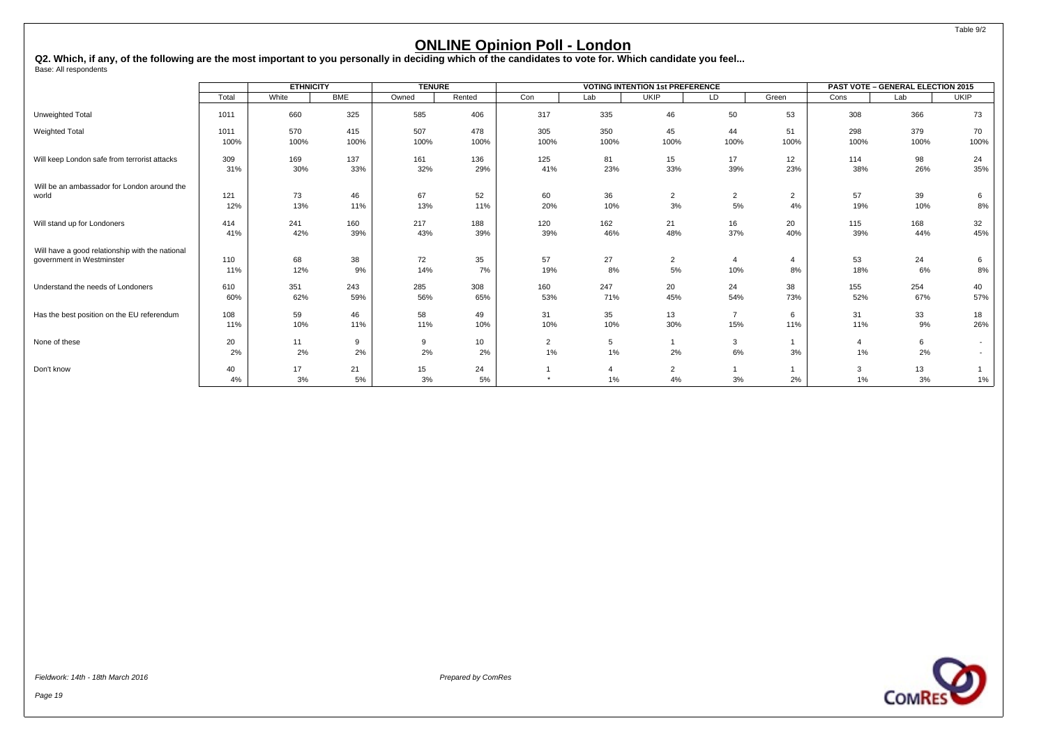# ONLINE Opinion Poll - London

**Q2. Which, if any, of the following are the most important to you personally in deciding which of the candidates to vote for. Which candidate you feel...**

Base: All respondents

| | | ETHNICITY | | TENURE | | VOTING INTENTION 1st PREFERENCE | | | | | PAST VOTE – GENERAL ELECTION 2015 | | |
|---|---|---|---|---|---|---|---|---|---|---|---|---|---|
| | Total | White | BME | Owned | Rented | Con | Lab | UKIP | LD | Green | Cons | Lab | UKIP |
| Unweighted Total | 1011 | 660 | 325 | 585 | 406 | 317 | 335 | 46 | 50 | 53 | 308 | 366 | 73 |
| Weighted Total | 1011 | 570 | 415 | 507 | 478 | 305 | 350 | 45 | 44 | 51 | 298 | 379 | 70 |
| | 100% | 100% | 100% | 100% | 100% | 100% | 100% | 100% | 100% | 100% | 100% | 100% | 100% |
| Will keep London safe from terrorist attacks | 309 | 169 | 137 | 161 | 136 | 125 | 81 | 15 | 17 | 12 | 114 | 98 | 24 |
| | 31% | 30% | 33% | 32% | 29% | 41% | 23% | 33% | 39% | 23% | 38% | 26% | 35% |
| Will be an ambassador for London around the world | 121 | 73 | 46 | 67 | 52 | 60 | 36 | 2 | 2 | 2 | 57 | 39 | 6 |
| | 12% | 13% | 11% | 13% | 11% | 20% | 10% | 3% | 5% | 4% | 19% | 10% | 8% |
| Will stand up for Londoners | 414 | 241 | 160 | 217 | 188 | 120 | 162 | 21 | 16 | 20 | 115 | 168 | 32 |
| | 41% | 42% | 39% | 43% | 39% | 39% | 46% | 48% | 37% | 40% | 39% | 44% | 45% |
| Will have a good relationship with the national government in Westminster | 110 | 68 | 38 | 72 | 35 | 57 | 27 | 2 | 4 | 4 | 53 | 24 | 6 |
| | 11% | 12% | 9% | 14% | 7% | 19% | 8% | 5% | 10% | 8% | 18% | 6% | 8% |
| Understand the needs of Londoners | 610 | 351 | 243 | 285 | 308 | 160 | 247 | 20 | 24 | 38 | 155 | 254 | 40 |
| | 60% | 62% | 59% | 56% | 65% | 53% | 71% | 45% | 54% | 73% | 52% | 67% | 57% |
| Has the best position on the EU referendum | 108 | 59 | 46 | 58 | 49 | 31 | 35 | 13 | 7 | 6 | 31 | 33 | 18 |
| | 11% | 10% | 11% | 11% | 10% | 10% | 10% | 30% | 15% | 11% | 11% | 9% | 26% |
| None of these | 20 | 11 | 9 | 9 | 10 | 2 | 5 | 1 | 3 | 1 | 4 | 6 | - |
| | 2% | 2% | 2% | 2% | 2% | 1% | 1% | 2% | 6% | 3% | 1% | 2% | - |
| Don't know | 40 | 17 | 21 | 15 | 24 | 1 | 4 | 2 | 1 | 1 | 3 | 13 | 1 |
| | 4% | 3% | 5% | 3% | 5% | * | 1% | 4% | 3% | 2% | 1% | 3% | 1% |

*Fieldwork: 14th - 18th March 2016*

*Prepared by ComRes*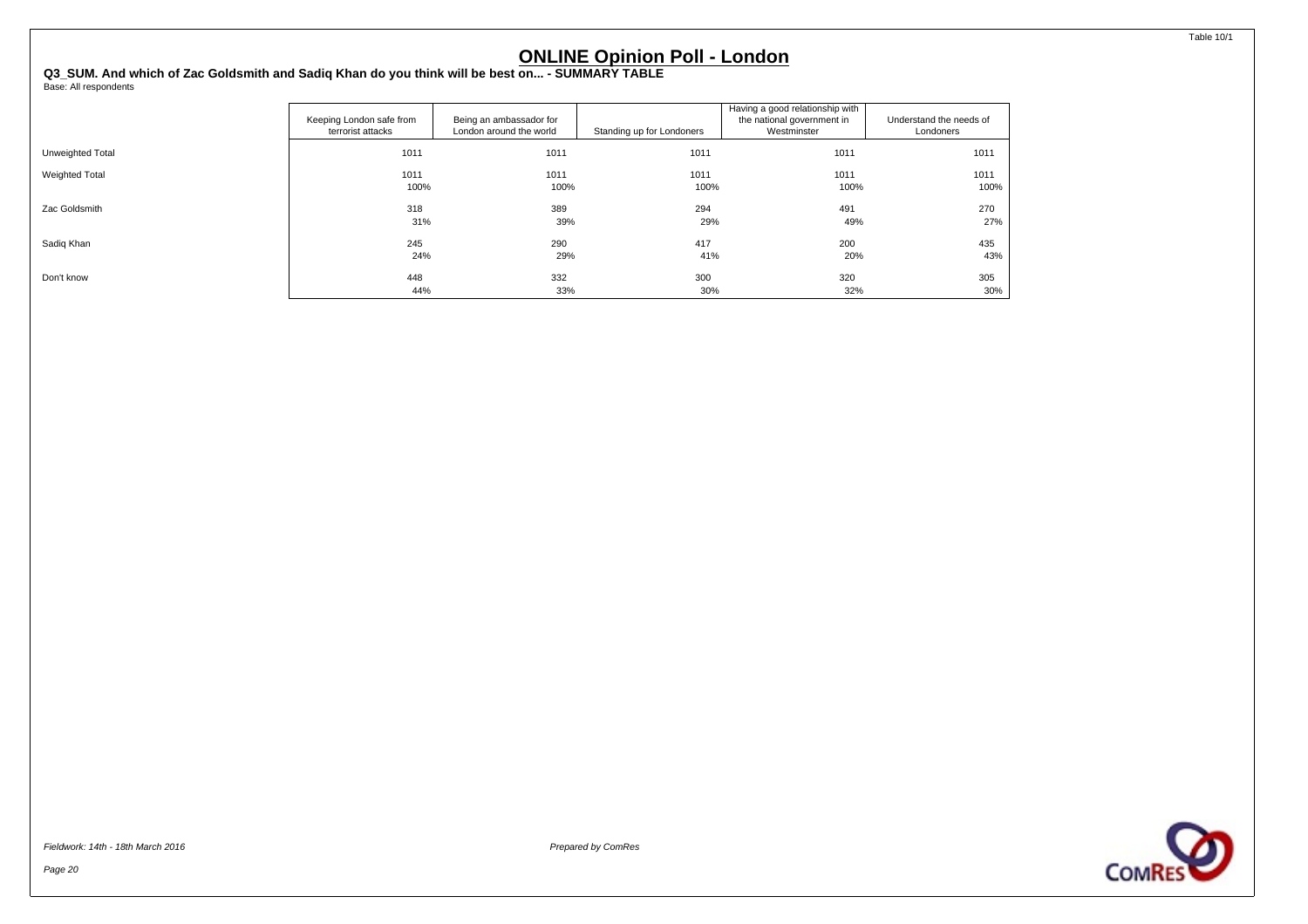# ONLINE Opinion Poll - London

**Q3_SUM. And which of Zac Goldsmith and Sadiq Khan do you think will be best on... - SUMMARY TABLE**

Base: All respondents

| | Keeping London safe from terrorist attacks | Being an ambassador for London around the world | Standing up for Londoners | Having a good relationship with the national government in Westminster | Understand the needs of Londoners |
|---|---|---|---|---|---|
| Unweighted Total | 1011 | 1011 | 1011 | 1011 | 1011 |
| Weighted Total | 1011 | 1011 | 1011 | 1011 | 1011 |
| | 100% | 100% | 100% | 100% | 100% |
| Zac Goldsmith | 318 | 389 | 294 | 491 | 270 |
| | 31% | 39% | 29% | 49% | 27% |
| Sadiq Khan | 245 | 290 | 417 | 200 | 435 |
| | 24% | 29% | 41% | 20% | 43% |
| Don't know | 448 | 332 | 300 | 320 | 305 |
| | 44% | 33% | 30% | 32% | 30% |

*Fieldwork: 14th - 18th March 2016*

*Prepared by ComRes*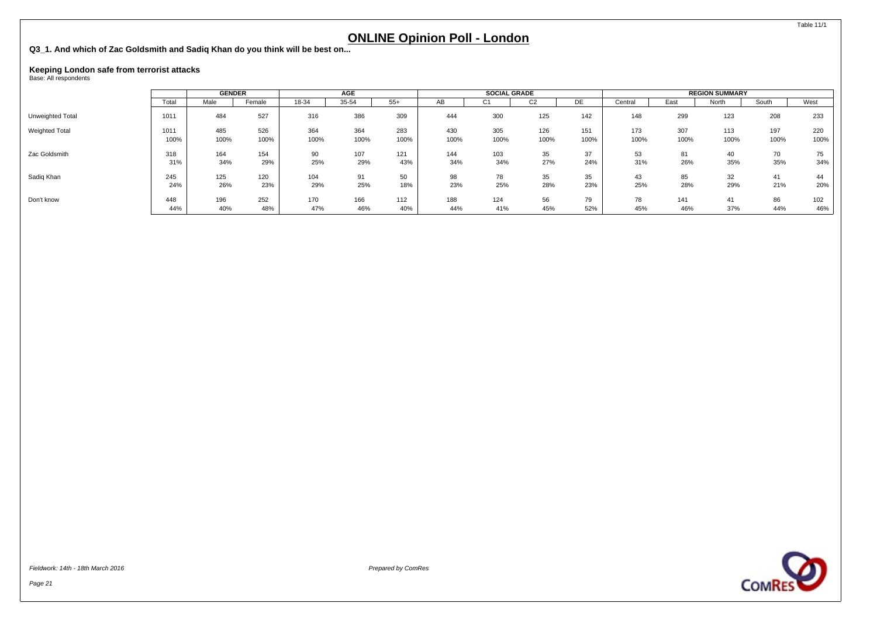# ONLINE Opinion Poll - London

**Q3_1. And which of Zac Goldsmith and Sadiq Khan do you think will be best on...**

**Keeping London safe from terrorist attacks**
Base: All respondents

| | | GENDER | | AGE | | | SOCIAL GRADE | | | | REGION SUMMARY | | | | |
|---|---|---|---|---|---|---|---|---|---|---|---|---|---|---|---|
| | Total | Male | Female | 18-34 | 35-54 | 55+ | AB | C1 | C2 | DE | Central | East | North | South | West |
| Unweighted Total | 1011 | 484 | 527 | 316 | 386 | 309 | 444 | 300 | 125 | 142 | 148 | 299 | 123 | 208 | 233 |
| Weighted Total | 1011 | 485 | 526 | 364 | 364 | 283 | 430 | 305 | 126 | 151 | 173 | 307 | 113 | 197 | 220 |
| | 100% | 100% | 100% | 100% | 100% | 100% | 100% | 100% | 100% | 100% | 100% | 100% | 100% | 100% | 100% |
| Zac Goldsmith | 318 | 164 | 154 | 90 | 107 | 121 | 144 | 103 | 35 | 37 | 53 | 81 | 40 | 70 | 75 |
| | 31% | 34% | 29% | 25% | 29% | 43% | 34% | 34% | 27% | 24% | 31% | 26% | 35% | 35% | 34% |
| Sadiq Khan | 245 | 125 | 120 | 104 | 91 | 50 | 98 | 78 | 35 | 35 | 43 | 85 | 32 | 41 | 44 |
| | 24% | 26% | 23% | 29% | 25% | 18% | 23% | 25% | 28% | 23% | 25% | 28% | 29% | 21% | 20% |
| Don't know | 448 | 196 | 252 | 170 | 166 | 112 | 188 | 124 | 56 | 79 | 78 | 141 | 41 | 86 | 102 |
| | 44% | 40% | 48% | 47% | 46% | 40% | 44% | 41% | 45% | 52% | 45% | 46% | 37% | 44% | 46% |

*Fieldwork: 14th - 18th March 2016*

*Prepared by ComRes*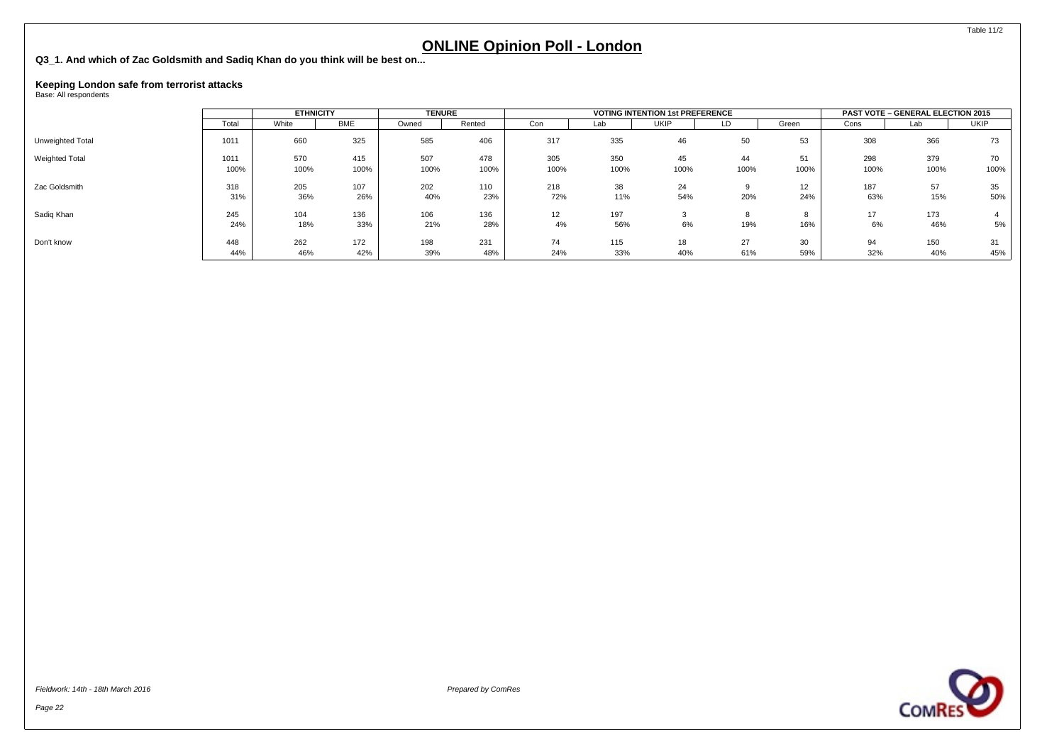# ONLINE Opinion Poll - London

**Q3_1. And which of Zac Goldsmith and Sadiq Khan do you think will be best on...**

**Keeping London safe from terrorist attacks**
Base: All respondents

| | | ETHNICITY | | TENURE | | VOTING INTENTION 1st PREFERENCE | | | | | PAST VOTE – GENERAL ELECTION 2015 | | |
|---|---|---|---|---|---|---|---|---|---|---|---|---|---|
| | Total | White | BME | Owned | Rented | Con | Lab | UKIP | LD | Green | Cons | Lab | UKIP |
| Unweighted Total | 1011 | 660 | 325 | 585 | 406 | 317 | 335 | 46 | 50 | 53 | 308 | 366 | 73 |
| Weighted Total | 1011 | 570 | 415 | 507 | 478 | 305 | 350 | 45 | 44 | 51 | 298 | 379 | 70 |
| | 100% | 100% | 100% | 100% | 100% | 100% | 100% | 100% | 100% | 100% | 100% | 100% | 100% |
| Zac Goldsmith | 318 | 205 | 107 | 202 | 110 | 218 | 38 | 24 | 9 | 12 | 187 | 57 | 35 |
| | 31% | 36% | 26% | 40% | 23% | 72% | 11% | 54% | 20% | 24% | 63% | 15% | 50% |
| Sadiq Khan | 245 | 104 | 136 | 106 | 136 | 12 | 197 | 3 | 8 | 8 | 17 | 173 | 4 |
| | 24% | 18% | 33% | 21% | 28% | 4% | 56% | 6% | 19% | 16% | 6% | 46% | 5% |
| Don't know | 448 | 262 | 172 | 198 | 231 | 74 | 115 | 18 | 27 | 30 | 94 | 150 | 31 |
| | 44% | 46% | 42% | 39% | 48% | 24% | 33% | 40% | 61% | 59% | 32% | 40% | 45% |

*Fieldwork: 14th - 18th March 2016*

*Prepared by ComRes*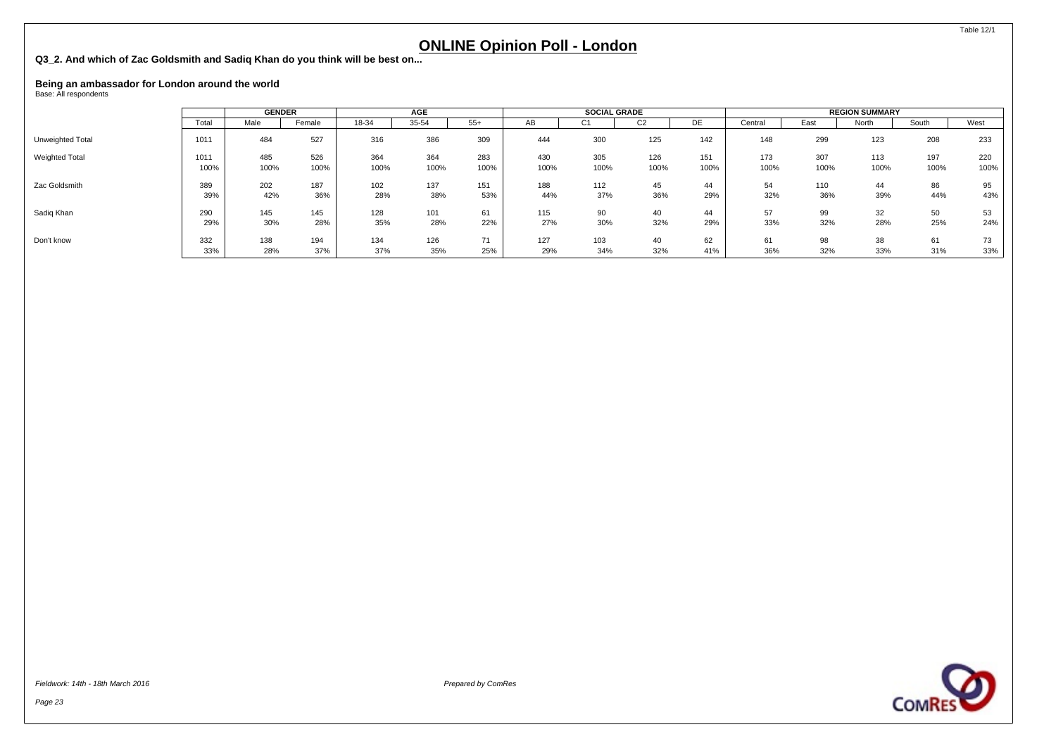# ONLINE Opinion Poll - London

**Q3_2. And which of Zac Goldsmith and Sadiq Khan do you think will be best on...**

**Being an ambassador for London around the world**
Base: All respondents

| | | GENDER | | AGE | | | SOCIAL GRADE | | | | REGION SUMMARY | | | | |
|---|---|---|---|---|---|---|---|---|---|---|---|---|---|---|---|
| | Total | Male | Female | 18-34 | 35-54 | 55+ | AB | C1 | C2 | DE | Central | East | North | South | West |
| Unweighted Total | 1011 | 484 | 527 | 316 | 386 | 309 | 444 | 300 | 125 | 142 | 148 | 299 | 123 | 208 | 233 |
| Weighted Total | 1011 | 485 | 526 | 364 | 364 | 283 | 430 | 305 | 126 | 151 | 173 | 307 | 113 | 197 | 220 |
| | 100% | 100% | 100% | 100% | 100% | 100% | 100% | 100% | 100% | 100% | 100% | 100% | 100% | 100% | 100% |
| Zac Goldsmith | 389 | 202 | 187 | 102 | 137 | 151 | 188 | 112 | 45 | 44 | 54 | 110 | 44 | 86 | 95 |
| | 39% | 42% | 36% | 28% | 38% | 53% | 44% | 37% | 36% | 29% | 32% | 36% | 39% | 44% | 43% |
| Sadiq Khan | 290 | 145 | 145 | 128 | 101 | 61 | 115 | 90 | 40 | 44 | 57 | 99 | 32 | 50 | 53 |
| | 29% | 30% | 28% | 35% | 28% | 22% | 27% | 30% | 32% | 29% | 33% | 32% | 28% | 25% | 24% |
| Don't know | 332 | 138 | 194 | 134 | 126 | 71 | 127 | 103 | 40 | 62 | 61 | 98 | 38 | 61 | 73 |
| | 33% | 28% | 37% | 37% | 35% | 25% | 29% | 34% | 32% | 41% | 36% | 32% | 33% | 31% | 33% |

*Fieldwork: 14th - 18th March 2016*

*Prepared by ComRes*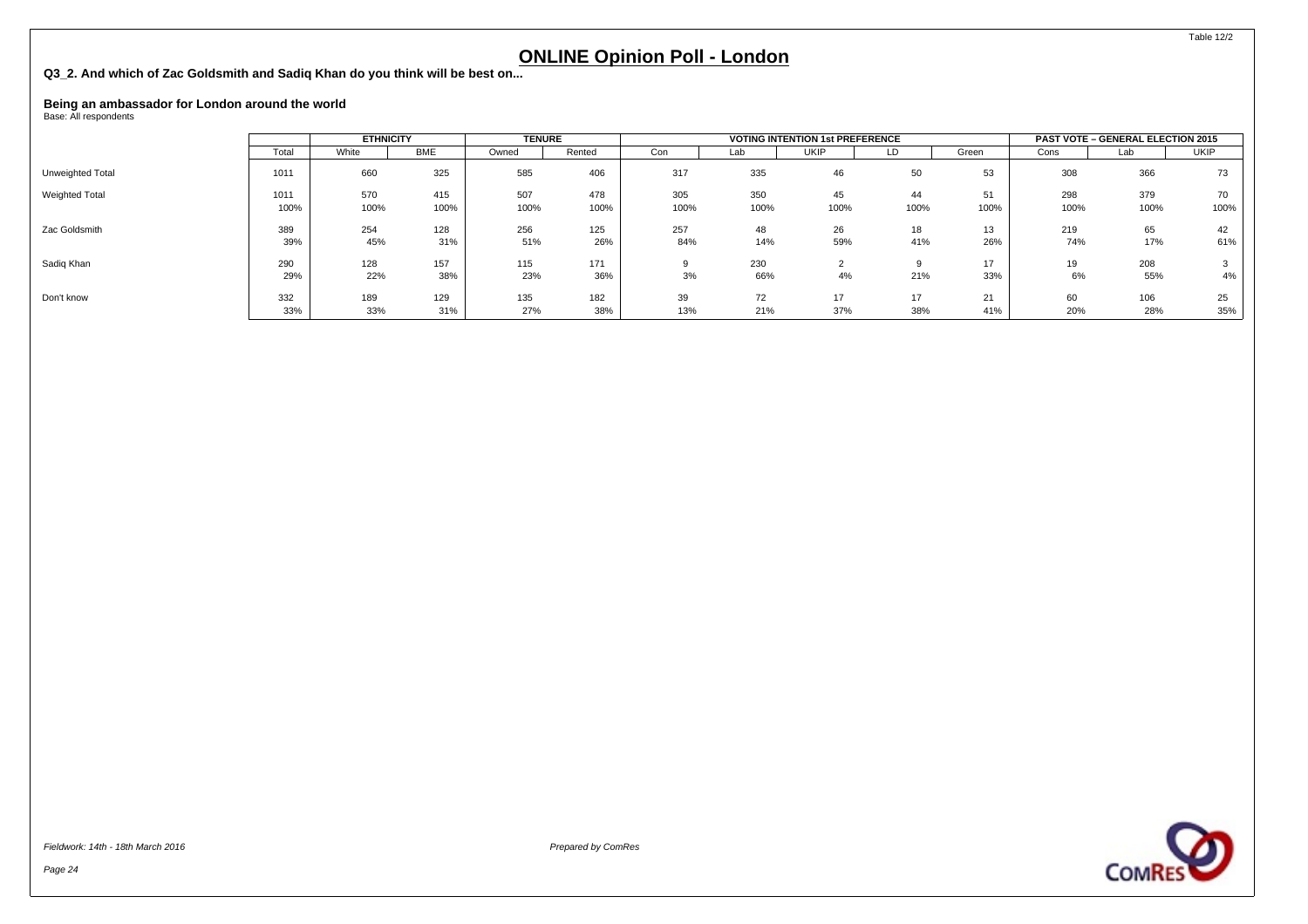# ONLINE Opinion Poll - London

**Q3_2. And which of Zac Goldsmith and Sadiq Khan do you think will be best on...**

**Being an ambassador for London around the world**

Base: All respondents

| | | ETHNICITY | | TENURE | | VOTING INTENTION 1st PREFERENCE | | | | | PAST VOTE – GENERAL ELECTION 2015 | | |
|---|---|---|---|---|---|---|---|---|---|---|---|---|---|
| | Total | White | BME | Owned | Rented | Con | Lab | UKIP | LD | Green | Cons | Lab | UKIP |
| Unweighted Total | 1011 | 660 | 325 | 585 | 406 | 317 | 335 | 46 | 50 | 53 | 308 | 366 | 73 |
| Weighted Total | 1011 | 570 | 415 | 507 | 478 | 305 | 350 | 45 | 44 | 51 | 298 | 379 | 70 |
| | 100% | 100% | 100% | 100% | 100% | 100% | 100% | 100% | 100% | 100% | 100% | 100% | 100% |
| Zac Goldsmith | 389 | 254 | 128 | 256 | 125 | 257 | 48 | 26 | 18 | 13 | 219 | 65 | 42 |
| | 39% | 45% | 31% | 51% | 26% | 84% | 14% | 59% | 41% | 26% | 74% | 17% | 61% |
| Sadiq Khan | 290 | 128 | 157 | 115 | 171 | 9 | 230 | 2 | 9 | 17 | 19 | 208 | 3 |
| | 29% | 22% | 38% | 23% | 36% | 3% | 66% | 4% | 21% | 33% | 6% | 55% | 4% |
| Don't know | 332 | 189 | 129 | 135 | 182 | 39 | 72 | 17 | 17 | 21 | 60 | 106 | 25 |
| | 33% | 33% | 31% | 27% | 38% | 13% | 21% | 37% | 38% | 41% | 20% | 28% | 35% |

*Fieldwork: 14th - 18th March 2016*

*Prepared by ComRes*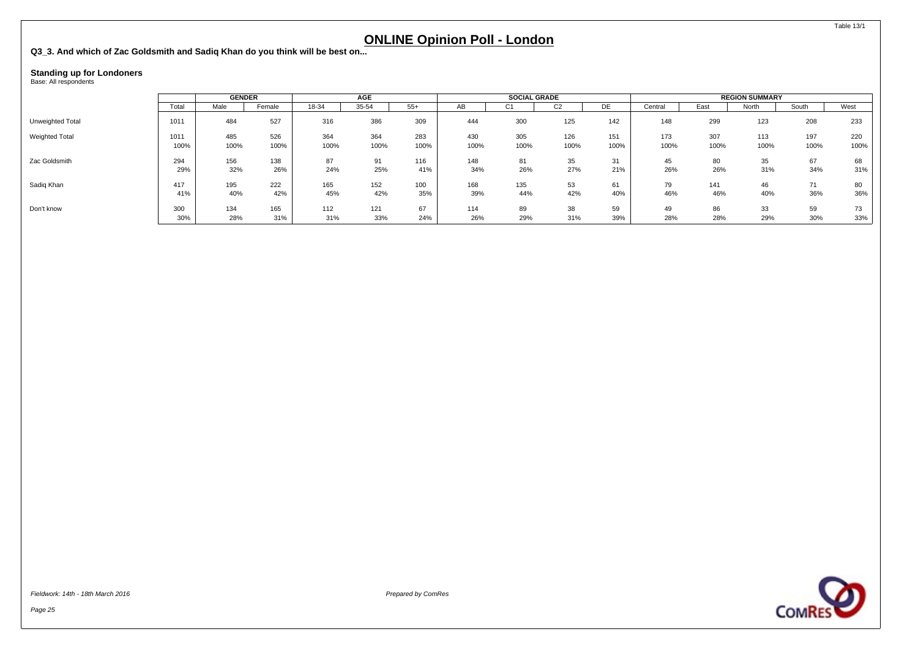# ONLINE Opinion Poll - London

**Q3_3. And which of Zac Goldsmith and Sadiq Khan do you think will be best on...**

**Standing up for Londoners**
Base: All respondents

| | | GENDER | | AGE | | | SOCIAL GRADE | | | | REGION SUMMARY | | | | |
|---|---|---|---|---|---|---|---|---|---|---|---|---|---|---|---|
| | Total | Male | Female | 18-34 | 35-54 | 55+ | AB | C1 | C2 | DE | Central | East | North | South | West |
| Unweighted Total | 1011 | 484 | 527 | 316 | 386 | 309 | 444 | 300 | 125 | 142 | 148 | 299 | 123 | 208 | 233 |
| Weighted Total | 1011 | 485 | 526 | 364 | 364 | 283 | 430 | 305 | 126 | 151 | 173 | 307 | 113 | 197 | 220 |
| | 100% | 100% | 100% | 100% | 100% | 100% | 100% | 100% | 100% | 100% | 100% | 100% | 100% | 100% | 100% |
| Zac Goldsmith | 294 | 156 | 138 | 87 | 91 | 116 | 148 | 81 | 35 | 31 | 45 | 80 | 35 | 67 | 68 |
| | 29% | 32% | 26% | 24% | 25% | 41% | 34% | 26% | 27% | 21% | 26% | 26% | 31% | 34% | 31% |
| Sadiq Khan | 417 | 195 | 222 | 165 | 152 | 100 | 168 | 135 | 53 | 61 | 79 | 141 | 46 | 71 | 80 |
| | 41% | 40% | 42% | 45% | 42% | 35% | 39% | 44% | 42% | 40% | 46% | 46% | 40% | 36% | 36% |
| Don't know | 300 | 134 | 165 | 112 | 121 | 67 | 114 | 89 | 38 | 59 | 49 | 86 | 33 | 59 | 73 |
| | 30% | 28% | 31% | 31% | 33% | 24% | 26% | 29% | 31% | 39% | 28% | 28% | 29% | 30% | 33% |

*Fieldwork: 14th - 18th March 2016*

*Prepared by ComRes*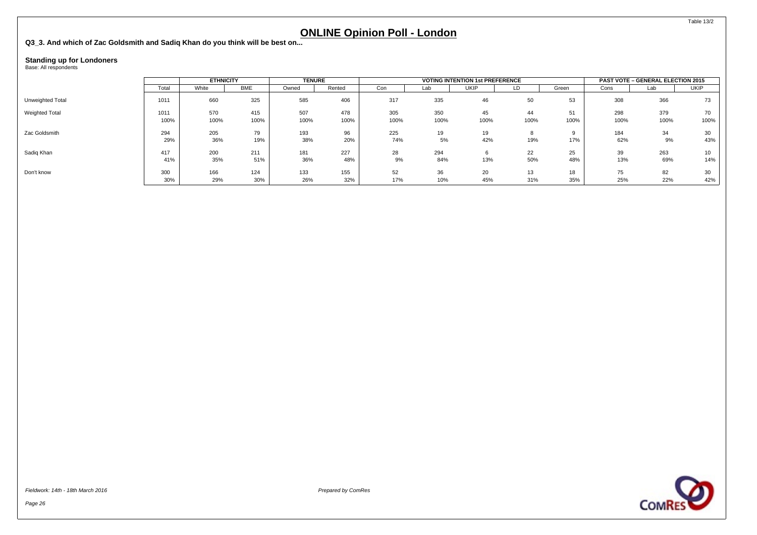# ONLINE Opinion Poll - London

**Q3_3. And which of Zac Goldsmith and Sadiq Khan do you think will be best on...**

**Standing up for Londoners**
Base: All respondents

| | | ETHNICITY | | TENURE | | VOTING INTENTION 1st PREFERENCE | | | | | PAST VOTE – GENERAL ELECTION 2015 | | |
|---|---|---|---|---|---|---|---|---|---|---|---|---|---|
| | Total | White | BME | Owned | Rented | Con | Lab | UKIP | LD | Green | Cons | Lab | UKIP |
| Unweighted Total | 1011 | 660 | 325 | 585 | 406 | 317 | 335 | 46 | 50 | 53 | 308 | 366 | 73 |
| Weighted Total | 1011 | 570 | 415 | 507 | 478 | 305 | 350 | 45 | 44 | 51 | 298 | 379 | 70 |
| | 100% | 100% | 100% | 100% | 100% | 100% | 100% | 100% | 100% | 100% | 100% | 100% | 100% |
| Zac Goldsmith | 294 | 205 | 79 | 193 | 96 | 225 | 19 | 19 | 8 | 9 | 184 | 34 | 30 |
| | 29% | 36% | 19% | 38% | 20% | 74% | 5% | 42% | 19% | 17% | 62% | 9% | 43% |
| Sadiq Khan | 417 | 200 | 211 | 181 | 227 | 28 | 294 | 6 | 22 | 25 | 39 | 263 | 10 |
| | 41% | 35% | 51% | 36% | 48% | 9% | 84% | 13% | 50% | 48% | 13% | 69% | 14% |
| Don't know | 300 | 166 | 124 | 133 | 155 | 52 | 36 | 20 | 13 | 18 | 75 | 82 | 30 |
| | 30% | 29% | 30% | 26% | 32% | 17% | 10% | 45% | 31% | 35% | 25% | 22% | 42% |

*Fieldwork: 14th - 18th March 2016*

*Prepared by ComRes*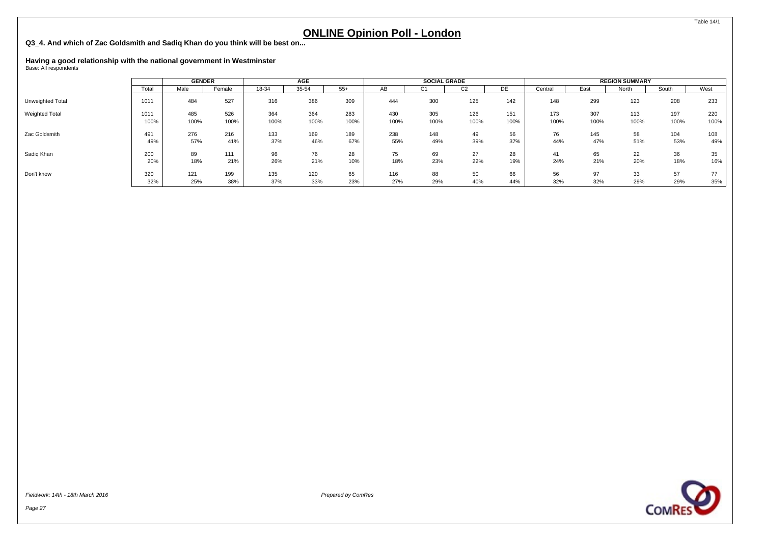# ONLINE Opinion Poll - London

**Q3_4. And which of Zac Goldsmith and Sadiq Khan do you think will be best on...**

**Having a good relationship with the national government in Westminster**

Base: All respondents

| | | GENDER | | AGE | | | SOCIAL GRADE | | | | REGION SUMMARY | | | | |
|---|---|---|---|---|---|---|---|---|---|---|---|---|---|---|---|
| | Total | Male | Female | 18-34 | 35-54 | 55+ | AB | C1 | C2 | DE | Central | East | North | South | West |
| Unweighted Total | 1011 | 484 | 527 | 316 | 386 | 309 | 444 | 300 | 125 | 142 | 148 | 299 | 123 | 208 | 233 |
| Weighted Total | 1011 | 485 | 526 | 364 | 364 | 283 | 430 | 305 | 126 | 151 | 173 | 307 | 113 | 197 | 220 |
| | 100% | 100% | 100% | 100% | 100% | 100% | 100% | 100% | 100% | 100% | 100% | 100% | 100% | 100% | 100% |
| Zac Goldsmith | 491 | 276 | 216 | 133 | 169 | 189 | 238 | 148 | 49 | 56 | 76 | 145 | 58 | 104 | 108 |
| | 49% | 57% | 41% | 37% | 46% | 67% | 55% | 49% | 39% | 37% | 44% | 47% | 51% | 53% | 49% |
| Sadiq Khan | 200 | 89 | 111 | 96 | 76 | 28 | 75 | 69 | 27 | 28 | 41 | 65 | 22 | 36 | 35 |
| | 20% | 18% | 21% | 26% | 21% | 10% | 18% | 23% | 22% | 19% | 24% | 21% | 20% | 18% | 16% |
| Don't know | 320 | 121 | 199 | 135 | 120 | 65 | 116 | 88 | 50 | 66 | 56 | 97 | 33 | 57 | 77 |
| | 32% | 25% | 38% | 37% | 33% | 23% | 27% | 29% | 40% | 44% | 32% | 32% | 29% | 29% | 35% |

*Fieldwork: 14th - 18th March 2016*

*Prepared by ComRes*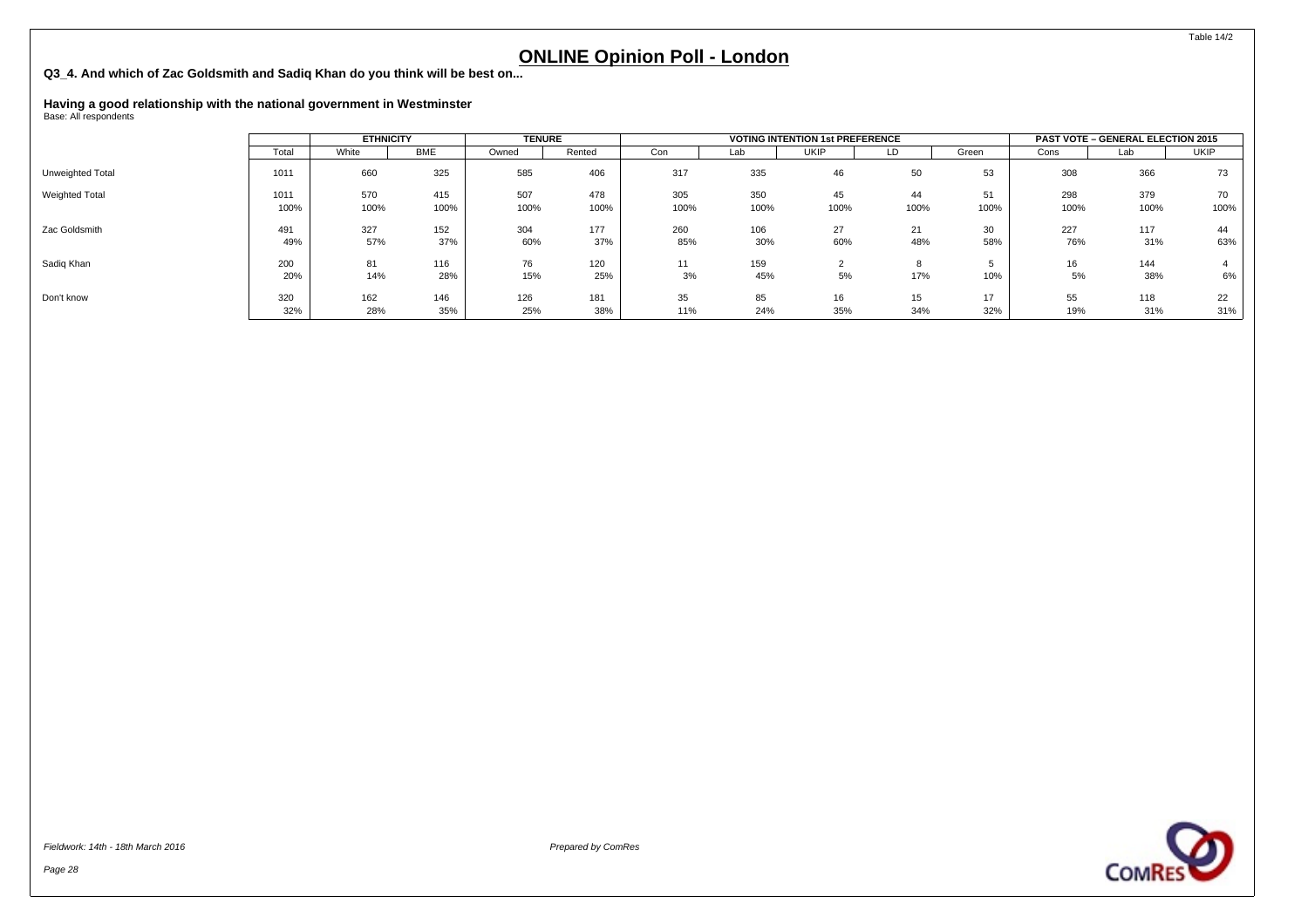Table 14/2

# ONLINE Opinion Poll - London

**Q3_4. And which of Zac Goldsmith and Sadiq Khan do you think will be best on...**

**Having a good relationship with the national government in Westminster**
Base: All respondents

| | | ETHNICITY | | TENURE | | VOTING INTENTION 1st PREFERENCE | | | | | PAST VOTE – GENERAL ELECTION 2015 | | |
|---|---|---|---|---|---|---|---|---|---|---|---|---|---|
| | Total | White | BME | Owned | Rented | Con | Lab | UKIP | LD | Green | Cons | Lab | UKIP |
| Unweighted Total | 1011 | 660 | 325 | 585 | 406 | 317 | 335 | 46 | 50 | 53 | 308 | 366 | 73 |
| Weighted Total | 1011 | 570 | 415 | 507 | 478 | 305 | 350 | 45 | 44 | 51 | 298 | 379 | 70 |
| | 100% | 100% | 100% | 100% | 100% | 100% | 100% | 100% | 100% | 100% | 100% | 100% | 100% |
| Zac Goldsmith | 491 | 327 | 152 | 304 | 177 | 260 | 106 | 27 | 21 | 30 | 227 | 117 | 44 |
| | 49% | 57% | 37% | 60% | 37% | 85% | 30% | 60% | 48% | 58% | 76% | 31% | 63% |
| Sadiq Khan | 200 | 81 | 116 | 76 | 120 | 11 | 159 | 2 | 8 | 5 | 16 | 144 | 4 |
| | 20% | 14% | 28% | 15% | 25% | 3% | 45% | 5% | 17% | 10% | 5% | 38% | 6% |
| Don't know | 320 | 162 | 146 | 126 | 181 | 35 | 85 | 16 | 15 | 17 | 55 | 118 | 22 |
| | 32% | 28% | 35% | 25% | 38% | 11% | 24% | 35% | 34% | 32% | 19% | 31% | 31% |

*Fieldwork: 14th - 18th March 2016*

*Prepared by ComRes*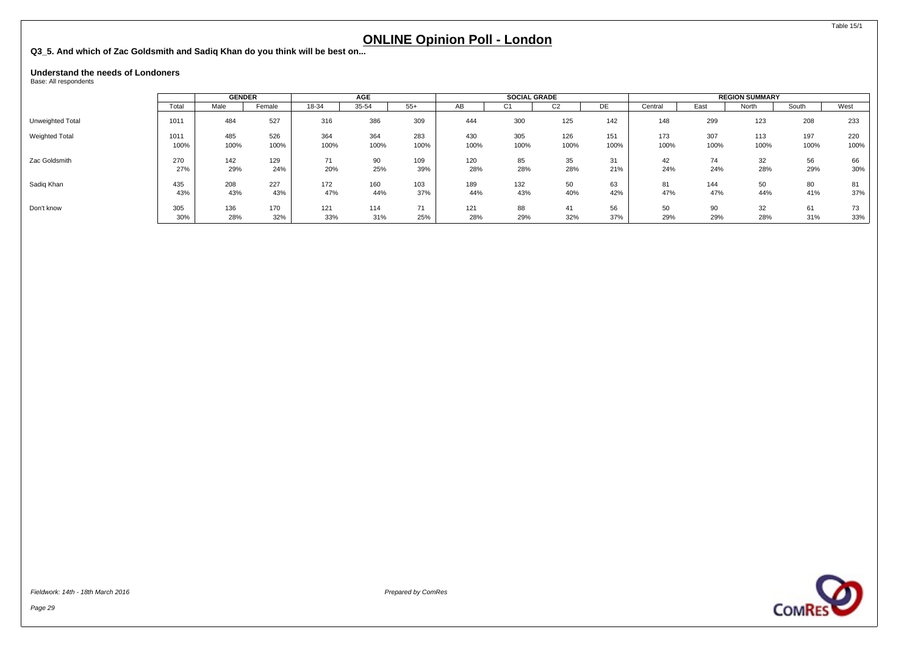Table 15/1

# ONLINE Opinion Poll - London

**Q3_5. And which of Zac Goldsmith and Sadiq Khan do you think will be best on...**

**Understand the needs of Londoners**
Base: All respondents

| | | GENDER | | AGE | | | SOCIAL GRADE | | | | REGION SUMMARY | | | | |
|---|---|---|---|---|---|---|---|---|---|---|---|---|---|---|---|
| | Total | Male | Female | 18-34 | 35-54 | 55+ | AB | C1 | C2 | DE | Central | East | North | South | West |
| Unweighted Total | 1011 | 484 | 527 | 316 | 386 | 309 | 444 | 300 | 125 | 142 | 148 | 299 | 123 | 208 | 233 |
| Weighted Total | 1011 | 485 | 526 | 364 | 364 | 283 | 430 | 305 | 126 | 151 | 173 | 307 | 113 | 197 | 220 |
| | 100% | 100% | 100% | 100% | 100% | 100% | 100% | 100% | 100% | 100% | 100% | 100% | 100% | 100% | 100% |
| Zac Goldsmith | 270 | 142 | 129 | 71 | 90 | 109 | 120 | 85 | 35 | 31 | 42 | 74 | 32 | 56 | 66 |
| | 27% | 29% | 24% | 20% | 25% | 39% | 28% | 28% | 28% | 21% | 24% | 24% | 28% | 29% | 30% |
| Sadiq Khan | 435 | 208 | 227 | 172 | 160 | 103 | 189 | 132 | 50 | 63 | 81 | 144 | 50 | 80 | 81 |
| | 43% | 43% | 43% | 47% | 44% | 37% | 44% | 43% | 40% | 42% | 47% | 47% | 44% | 41% | 37% |
| Don't know | 305 | 136 | 170 | 121 | 114 | 71 | 121 | 88 | 41 | 56 | 50 | 90 | 32 | 61 | 73 |
| | 30% | 28% | 32% | 33% | 31% | 25% | 28% | 29% | 32% | 37% | 29% | 29% | 28% | 31% | 33% |

*Fieldwork: 14th - 18th March 2016*

*Prepared by ComRes*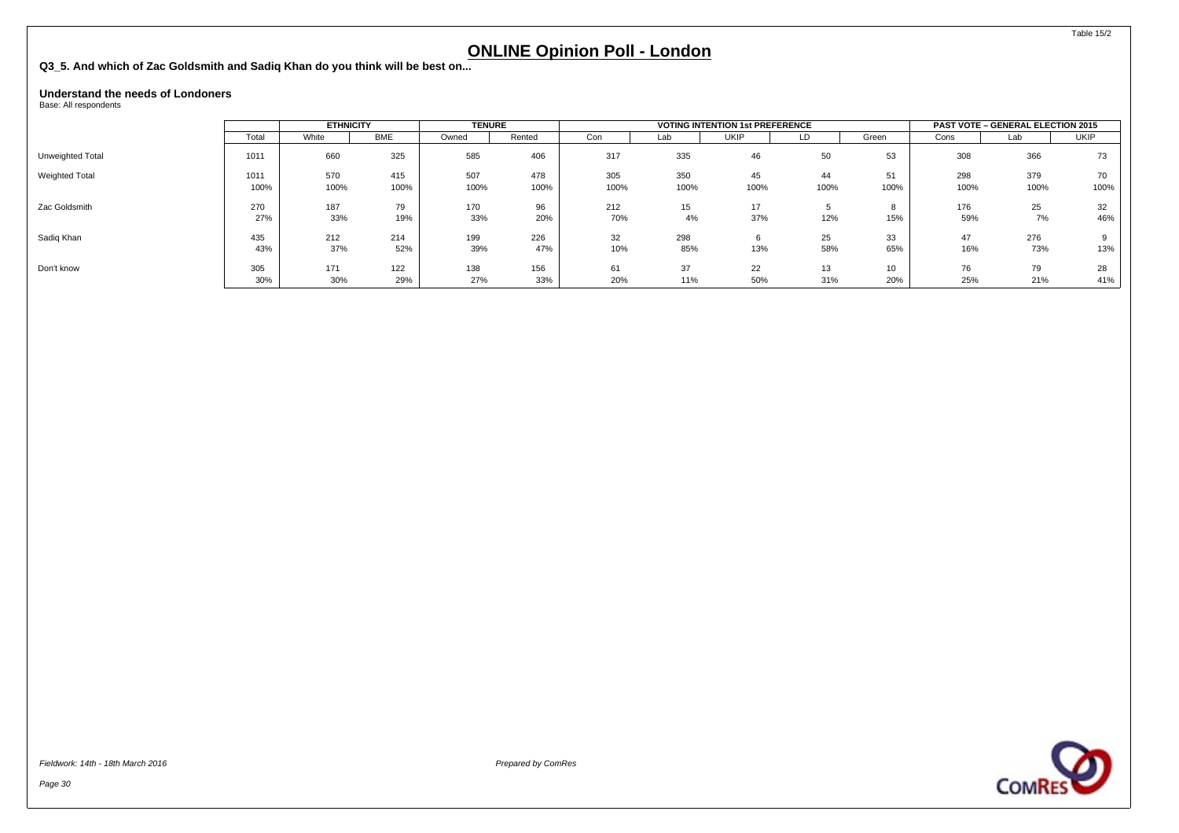# ONLINE Opinion Poll - London

**Q3_5. And which of Zac Goldsmith and Sadiq Khan do you think will be best on...**

**Understand the needs of Londoners**
Base: All respondents

| | | ETHNICITY | | TENURE | | VOTING INTENTION 1st PREFERENCE | | | | | PAST VOTE – GENERAL ELECTION 2015 | | |
|---|---|---|---|---|---|---|---|---|---|---|---|---|---|
| | Total | White | BME | Owned | Rented | Con | Lab | UKIP | LD | Green | Cons | Lab | UKIP |
| Unweighted Total | 1011 | 660 | 325 | 585 | 406 | 317 | 335 | 46 | 50 | 53 | 308 | 366 | 73 |
| Weighted Total | 1011 | 570 | 415 | 507 | 478 | 305 | 350 | 45 | 44 | 51 | 298 | 379 | 70 |
| | 100% | 100% | 100% | 100% | 100% | 100% | 100% | 100% | 100% | 100% | 100% | 100% | 100% |
| Zac Goldsmith | 270 | 187 | 79 | 170 | 96 | 212 | 15 | 17 | 5 | 8 | 176 | 25 | 32 |
| | 27% | 33% | 19% | 33% | 20% | 70% | 4% | 37% | 12% | 15% | 59% | 7% | 46% |
| Sadiq Khan | 435 | 212 | 214 | 199 | 226 | 32 | 298 | 6 | 25 | 33 | 47 | 276 | 9 |
| | 43% | 37% | 52% | 39% | 47% | 10% | 85% | 13% | 58% | 65% | 16% | 73% | 13% |
| Don't know | 305 | 171 | 122 | 138 | 156 | 61 | 37 | 22 | 13 | 10 | 76 | 79 | 28 |
| | 30% | 30% | 29% | 27% | 33% | 20% | 11% | 50% | 31% | 20% | 25% | 21% | 41% |

*Fieldwork: 14th - 18th March 2016*

*Prepared by ComRes*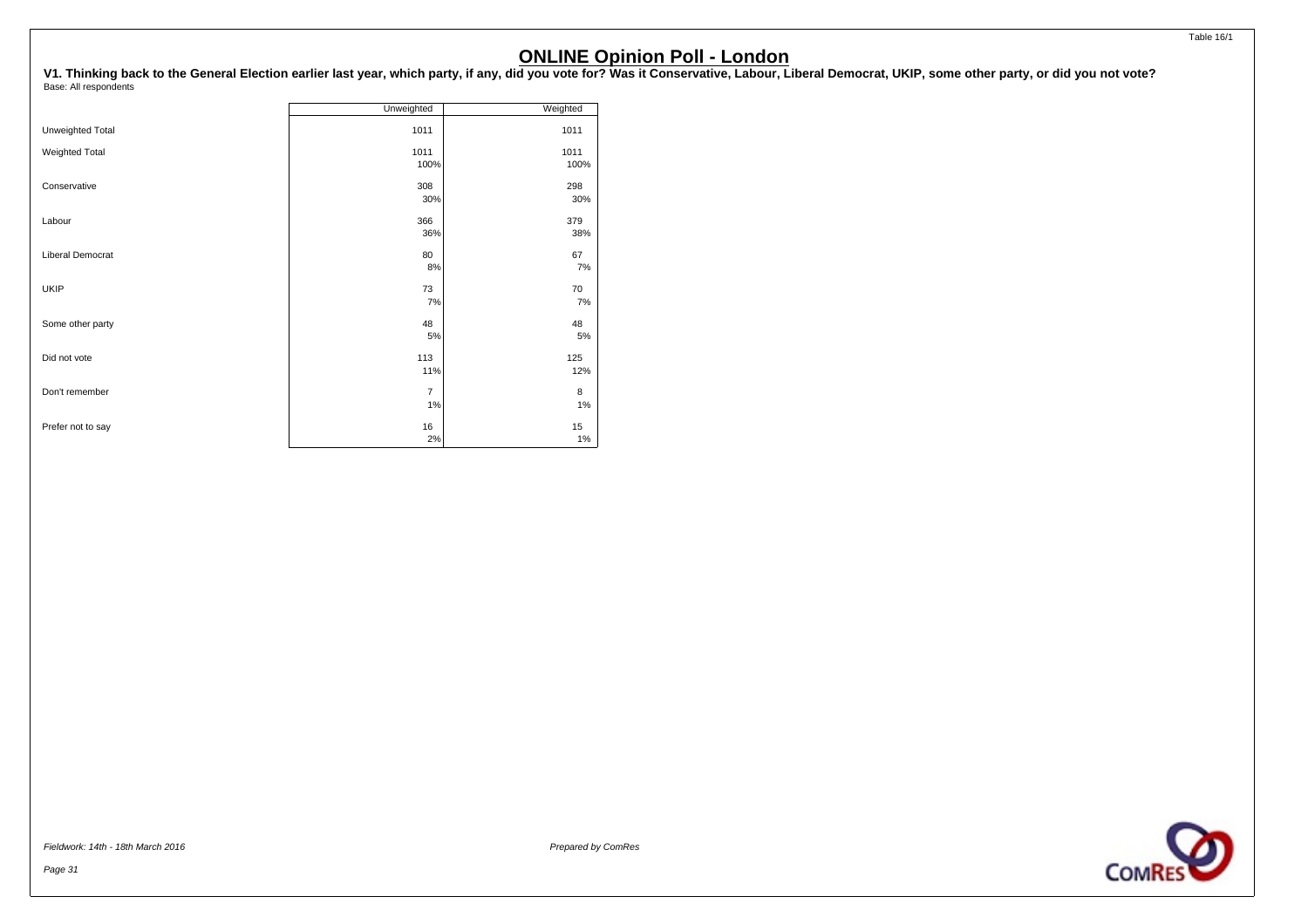## ONLINE Opinion Poll - London

**V1. Thinking back to the General Election earlier last year, which party, if any, did you vote for? Was it Conservative, Labour, Liberal Democrat, UKIP, some other party, or did you not vote?**
Base: All respondents

| | Unweighted | Weighted |
|---|---|---|
| Unweighted Total | 1011 | 1011 |
| Weighted Total | 1011<br>100% | 1011<br>100% |
| Conservative | 308<br>30% | 298<br>30% |
| Labour | 366<br>36% | 379<br>38% |
| Liberal Democrat | 80<br>8% | 67<br>7% |
| UKIP | 73<br>7% | 70<br>7% |
| Some other party | 48<br>5% | 48<br>5% |
| Did not vote | 113<br>11% | 125<br>12% |
| Don't remember | 7<br>1% | 8<br>1% |
| Prefer not to say | 16<br>2% | 15<br>1% |

*Fieldwork: 14th - 18th March 2016*

*Prepared by ComRes*